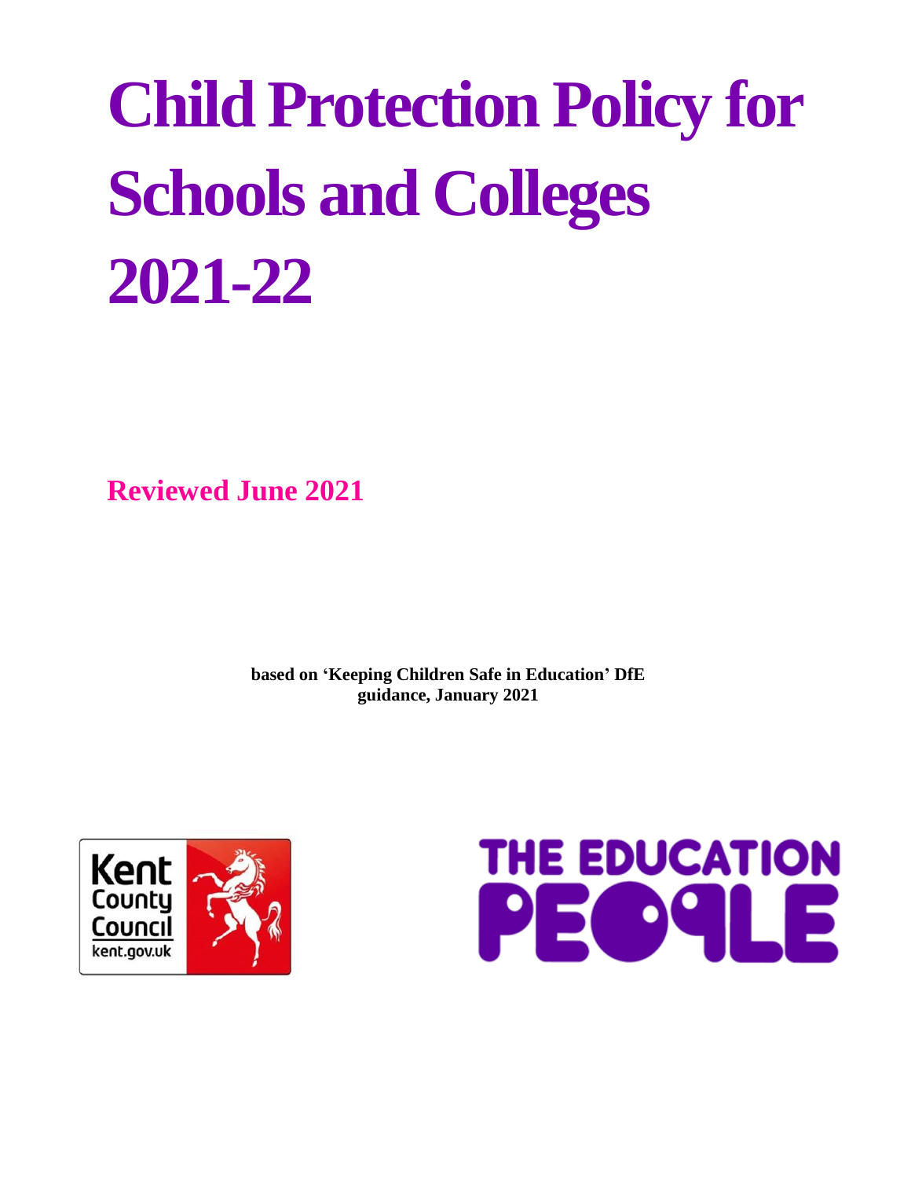# Child Protection Policy for Schools and Colleges 2021-22

**Reviewed June 2021**

**based on 'Keeping Children Safe in Education' DfE guidance, January 2021**

Kent County Council
kent.gov.uk

THE EDUCATION PEOPLE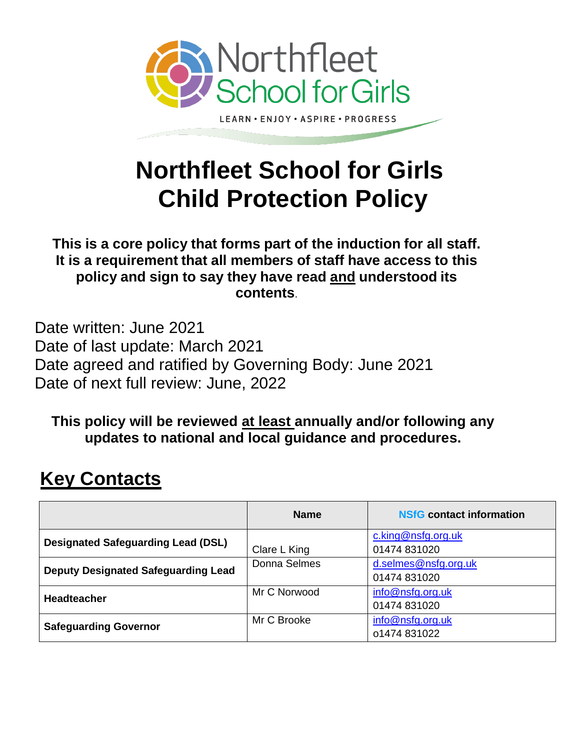Northfleet School for Girls

LEARN • ENJOY • ASPIRE • PROGRESS

# Northfleet School for Girls Child Protection Policy

**This is a core policy that forms part of the induction for all staff. It is a requirement that all members of staff have access to this policy and sign to say they have read <u>and</u> understood its contents.**

Date written: June 2021
Date of last update: March 2021
Date agreed and ratified by Governing Body: June 2021
Date of next full review: June, 2022

**This policy will be reviewed <u>at least</u> annually and/or following any updates to national and local guidance and procedures.**

## <u>Key Contacts</u>

| | Name | NSfG contact information |
|---|---|---|
| **Designated Safeguarding Lead (DSL)** | Clare L King | c.king@nsfg.org.uk<br>01474 831020 |
| **Deputy Designated Safeguarding Lead** | Donna Selmes | d.selmes@nsfg.org.uk<br>01474 831020 |
| **Headteacher** | Mr C Norwood | info@nsfg.org.uk<br>01474 831020 |
| **Safeguarding Governor** | Mr C Brooke | info@nsfg.org.uk<br>o1474 831022 |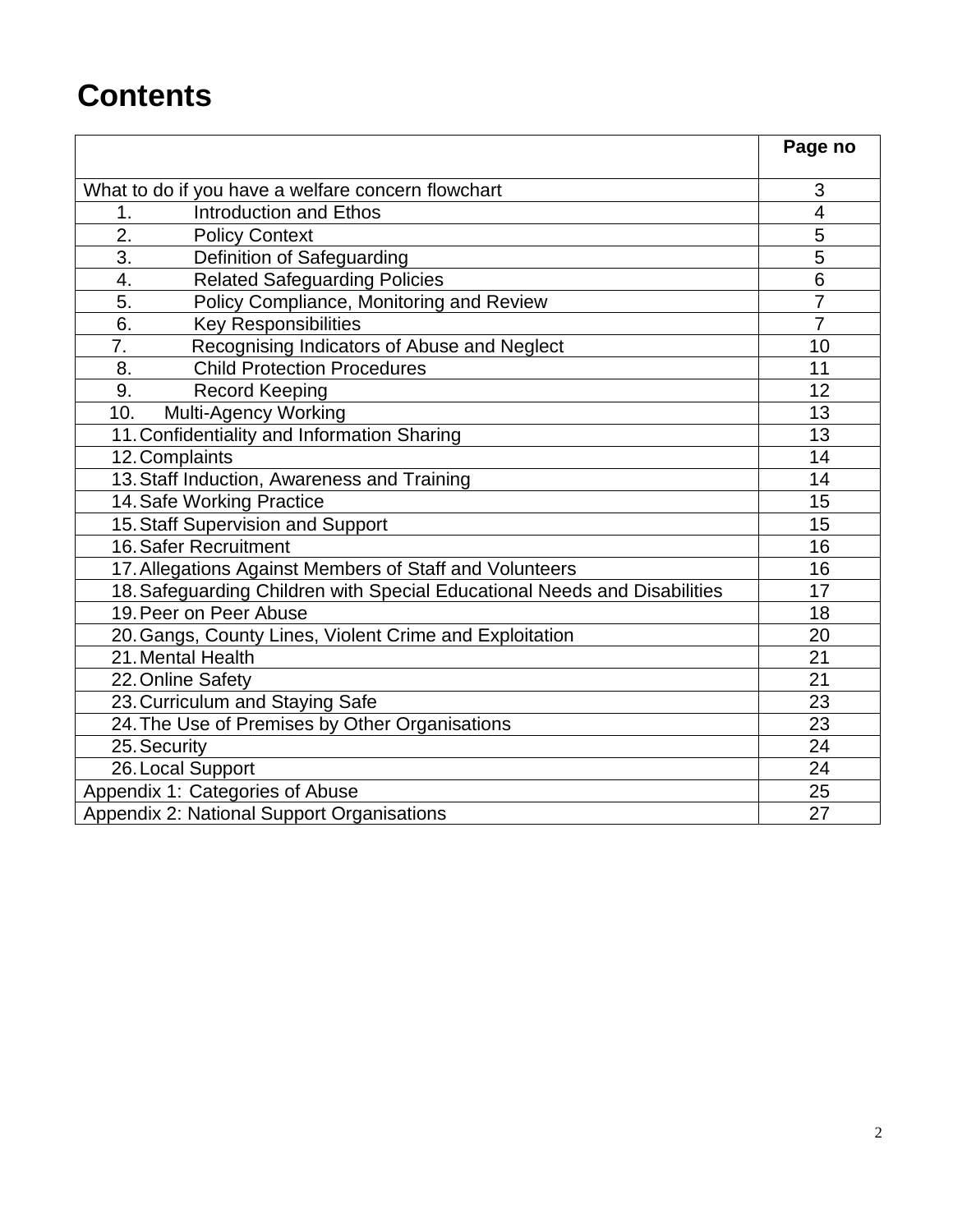# Contents

| | Page no |
|---|---|
| What to do if you have a welfare concern flowchart | 3 |
| 1. Introduction and Ethos | 4 |
| 2. Policy Context | 5 |
| 3. Definition of Safeguarding | 5 |
| 4. Related Safeguarding Policies | 6 |
| 5. Policy Compliance, Monitoring and Review | 7 |
| 6. Key Responsibilities | 7 |
| 7. Recognising Indicators of Abuse and Neglect | 10 |
| 8. Child Protection Procedures | 11 |
| 9. Record Keeping | 12 |
| 10. Multi-Agency Working | 13 |
| 11. Confidentiality and Information Sharing | 13 |
| 12. Complaints | 14 |
| 13. Staff Induction, Awareness and Training | 14 |
| 14. Safe Working Practice | 15 |
| 15. Staff Supervision and Support | 15 |
| 16. Safer Recruitment | 16 |
| 17. Allegations Against Members of Staff and Volunteers | 16 |
| 18. Safeguarding Children with Special Educational Needs and Disabilities | 17 |
| 19. Peer on Peer Abuse | 18 |
| 20. Gangs, County Lines, Violent Crime and Exploitation | 20 |
| 21. Mental Health | 21 |
| 22. Online Safety | 21 |
| 23. Curriculum and Staying Safe | 23 |
| 24. The Use of Premises by Other Organisations | 23 |
| 25. Security | 24 |
| 26. Local Support | 24 |
| Appendix 1: Categories of Abuse | 25 |
| Appendix 2: National Support Organisations | 27 |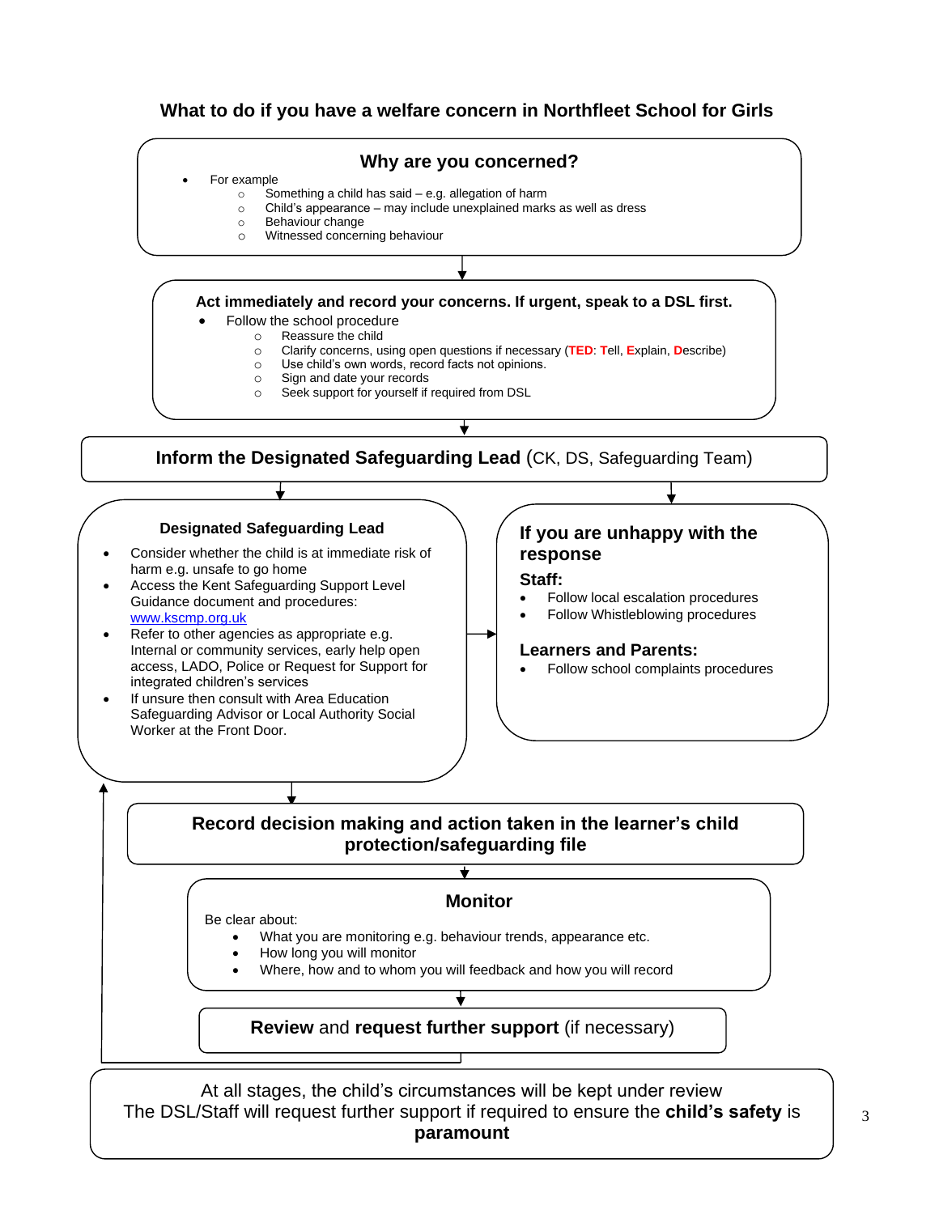## What to do if you have a welfare concern in Northfleet School for Girls

### Why are you concerned?

- For example
  - Something a child has said – e.g. allegation of harm
  - Child's appearance – may include unexplained marks as well as dress
  - Behaviour change
  - Witnessed concerning behaviour

### Act immediately and record your concerns. If urgent, speak to a DSL first.

- Follow the school procedure
  - Reassure the child
  - Clarify concerns, using open questions if necessary (**TED**: **T**ell, **E**xplain, **D**escribe)
  - Use child's own words, record facts not opinions.
  - Sign and date your records
  - Seek support for yourself if required from DSL

### Inform the Designated Safeguarding Lead (CK, DS, Safeguarding Team)

#### Designated Safeguarding Lead

- Consider whether the child is at immediate risk of harm e.g. unsafe to go home
- Access the Kent Safeguarding Support Level Guidance document and procedures: www.kscmp.org.uk
- Refer to other agencies as appropriate e.g. Internal or community services, early help open access, LADO, Police or Request for Support for integrated children's services
- If unsure then consult with Area Education Safeguarding Advisor or Local Authority Social Worker at the Front Door.

#### If you are unhappy with the response

**Staff:**

- Follow local escalation procedures
- Follow Whistleblowing procedures

**Learners and Parents:**

- Follow school complaints procedures

### Record decision making and action taken in the learner's child protection/safeguarding file

### Monitor

Be clear about:

- What you are monitoring e.g. behaviour trends, appearance etc.
- How long you will monitor
- Where, how and to whom you will feedback and how you will record

### **Review** and **request further support** (if necessary)

At all stages, the child's circumstances will be kept under review
The DSL/Staff will request further support if required to ensure the **child's safety** is **paramount**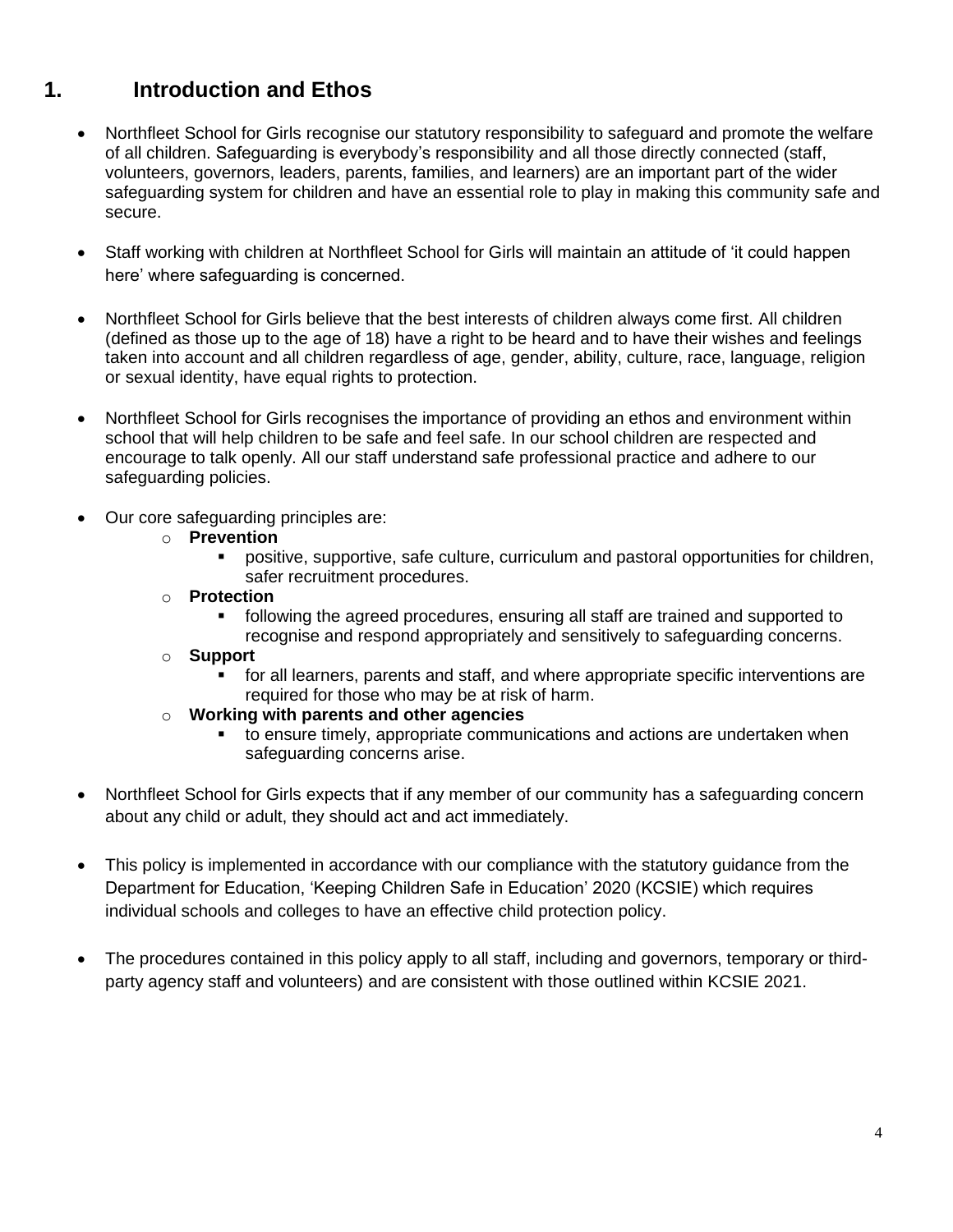# 1. Introduction and Ethos

- Northfleet School for Girls recognise our statutory responsibility to safeguard and promote the welfare of all children. Safeguarding is everybody's responsibility and all those directly connected (staff, volunteers, governors, leaders, parents, families, and learners) are an important part of the wider safeguarding system for children and have an essential role to play in making this community safe and secure.

- Staff working with children at Northfleet School for Girls will maintain an attitude of 'it could happen here' where safeguarding is concerned.

- Northfleet School for Girls believe that the best interests of children always come first. All children (defined as those up to the age of 18) have a right to be heard and to have their wishes and feelings taken into account and all children regardless of age, gender, ability, culture, race, language, religion or sexual identity, have equal rights to protection.

- Northfleet School for Girls recognises the importance of providing an ethos and environment within school that will help children to be safe and feel safe. In our school children are respected and encourage to talk openly. All our staff understand safe professional practice and adhere to our safeguarding policies.

- Our core safeguarding principles are:
  - **Prevention**
    - positive, supportive, safe culture, curriculum and pastoral opportunities for children, safer recruitment procedures.
  - **Protection**
    - following the agreed procedures, ensuring all staff are trained and supported to recognise and respond appropriately and sensitively to safeguarding concerns.
  - **Support**
    - for all learners, parents and staff, and where appropriate specific interventions are required for those who may be at risk of harm.
  - **Working with parents and other agencies**
    - to ensure timely, appropriate communications and actions are undertaken when safeguarding concerns arise.

- Northfleet School for Girls expects that if any member of our community has a safeguarding concern about any child or adult, they should act and act immediately.

- This policy is implemented in accordance with our compliance with the statutory guidance from the Department for Education, 'Keeping Children Safe in Education' 2020 (KCSIE) which requires individual schools and colleges to have an effective child protection policy.

- The procedures contained in this policy apply to all staff, including and governors, temporary or third-party agency staff and volunteers) and are consistent with those outlined within KCSIE 2021.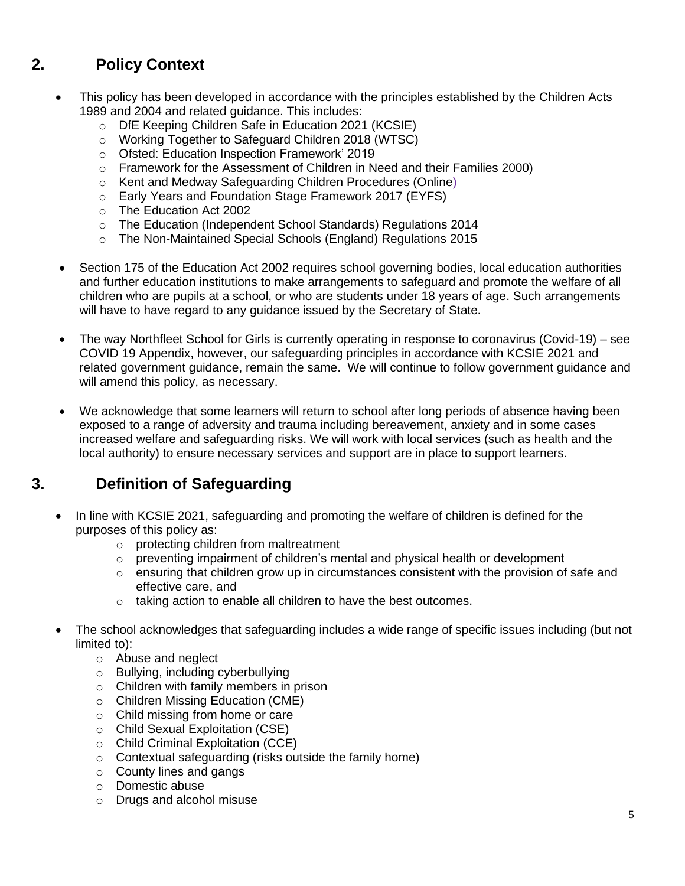## 2. Policy Context

- This policy has been developed in accordance with the principles established by the Children Acts 1989 and 2004 and related guidance. This includes:
  - DfE Keeping Children Safe in Education 2021 (KCSIE)
  - Working Together to Safeguard Children 2018 (WTSC)
  - Ofsted: Education Inspection Framework' 2019
  - Framework for the Assessment of Children in Need and their Families 2000)
  - Kent and Medway Safeguarding Children Procedures (Online)
  - Early Years and Foundation Stage Framework 2017 (EYFS)
  - The Education Act 2002
  - The Education (Independent School Standards) Regulations 2014
  - The Non-Maintained Special Schools (England) Regulations 2015

- Section 175 of the Education Act 2002 requires school governing bodies, local education authorities and further education institutions to make arrangements to safeguard and promote the welfare of all children who are pupils at a school, or who are students under 18 years of age. Such arrangements will have to have regard to any guidance issued by the Secretary of State.

- The way Northfleet School for Girls is currently operating in response to coronavirus (Covid-19) – see COVID 19 Appendix, however, our safeguarding principles in accordance with KCSIE 2021 and related government guidance, remain the same. We will continue to follow government guidance and will amend this policy, as necessary.

- We acknowledge that some learners will return to school after long periods of absence having been exposed to a range of adversity and trauma including bereavement, anxiety and in some cases increased welfare and safeguarding risks. We will work with local services (such as health and the local authority) to ensure necessary services and support are in place to support learners.

## 3. Definition of Safeguarding

- In line with KCSIE 2021, safeguarding and promoting the welfare of children is defined for the purposes of this policy as:
  - protecting children from maltreatment
  - preventing impairment of children's mental and physical health or development
  - ensuring that children grow up in circumstances consistent with the provision of safe and effective care, and
  - taking action to enable all children to have the best outcomes.

- The school acknowledges that safeguarding includes a wide range of specific issues including (but not limited to):
  - Abuse and neglect
  - Bullying, including cyberbullying
  - Children with family members in prison
  - Children Missing Education (CME)
  - Child missing from home or care
  - Child Sexual Exploitation (CSE)
  - Child Criminal Exploitation (CCE)
  - Contextual safeguarding (risks outside the family home)
  - County lines and gangs
  - Domestic abuse
  - Drugs and alcohol misuse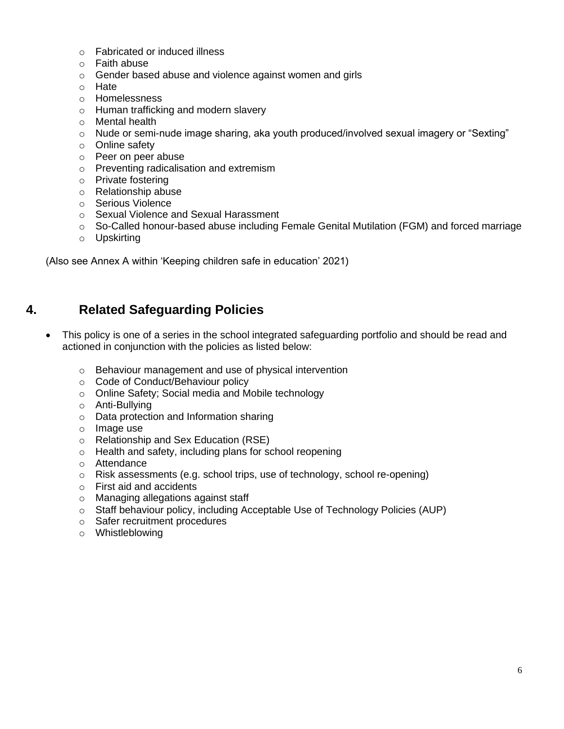- Fabricated or induced illness
- Faith abuse
- Gender based abuse and violence against women and girls
- Hate
- Homelessness
- Human trafficking and modern slavery
- Mental health
- Nude or semi-nude image sharing, aka youth produced/involved sexual imagery or "Sexting"
- Online safety
- Peer on peer abuse
- Preventing radicalisation and extremism
- Private fostering
- Relationship abuse
- Serious Violence
- Sexual Violence and Sexual Harassment
- So-Called honour-based abuse including Female Genital Mutilation (FGM) and forced marriage
- Upskirting

(Also see Annex A within 'Keeping children safe in education' 2021)

## 4. Related Safeguarding Policies

- This policy is one of a series in the school integrated safeguarding portfolio and should be read and actioned in conjunction with the policies as listed below:
  - Behaviour management and use of physical intervention
  - Code of Conduct/Behaviour policy
  - Online Safety; Social media and Mobile technology
  - Anti-Bullying
  - Data protection and Information sharing
  - Image use
  - Relationship and Sex Education (RSE)
  - Health and safety, including plans for school reopening
  - Attendance
  - Risk assessments (e.g. school trips, use of technology, school re-opening)
  - First aid and accidents
  - Managing allegations against staff
  - Staff behaviour policy, including Acceptable Use of Technology Policies (AUP)
  - Safer recruitment procedures
  - Whistleblowing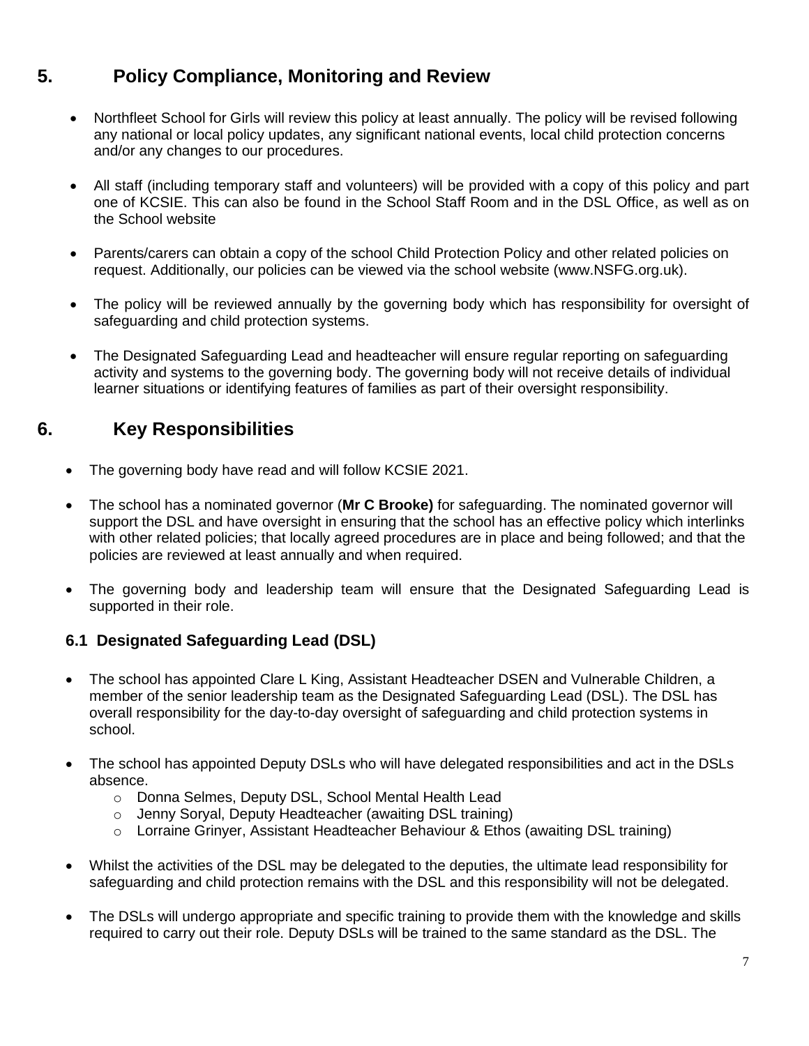## 5. Policy Compliance, Monitoring and Review

- Northfleet School for Girls will review this policy at least annually. The policy will be revised following any national or local policy updates, any significant national events, local child protection concerns and/or any changes to our procedures.
- All staff (including temporary staff and volunteers) will be provided with a copy of this policy and part one of KCSIE. This can also be found in the School Staff Room and in the DSL Office, as well as on the School website
- Parents/carers can obtain a copy of the school Child Protection Policy and other related policies on request. Additionally, our policies can be viewed via the school website (www.NSFG.org.uk).
- The policy will be reviewed annually by the governing body which has responsibility for oversight of safeguarding and child protection systems.
- The Designated Safeguarding Lead and headteacher will ensure regular reporting on safeguarding activity and systems to the governing body. The governing body will not receive details of individual learner situations or identifying features of families as part of their oversight responsibility.

## 6. Key Responsibilities

- The governing body have read and will follow KCSIE 2021.
- The school has a nominated governor (**Mr C Brooke)** for safeguarding. The nominated governor will support the DSL and have oversight in ensuring that the school has an effective policy which interlinks with other related policies; that locally agreed procedures are in place and being followed; and that the policies are reviewed at least annually and when required.
- The governing body and leadership team will ensure that the Designated Safeguarding Lead is supported in their role.

### 6.1 Designated Safeguarding Lead (DSL)

- The school has appointed Clare L King, Assistant Headteacher DSEN and Vulnerable Children, a member of the senior leadership team as the Designated Safeguarding Lead (DSL). The DSL has overall responsibility for the day-to-day oversight of safeguarding and child protection systems in school.
- The school has appointed Deputy DSLs who will have delegated responsibilities and act in the DSLs absence.
  - Donna Selmes, Deputy DSL, School Mental Health Lead
  - Jenny Soryal, Deputy Headteacher (awaiting DSL training)
  - Lorraine Grinyer, Assistant Headteacher Behaviour & Ethos (awaiting DSL training)
- Whilst the activities of the DSL may be delegated to the deputies, the ultimate lead responsibility for safeguarding and child protection remains with the DSL and this responsibility will not be delegated.
- The DSLs will undergo appropriate and specific training to provide them with the knowledge and skills required to carry out their role. Deputy DSLs will be trained to the same standard as the DSL. The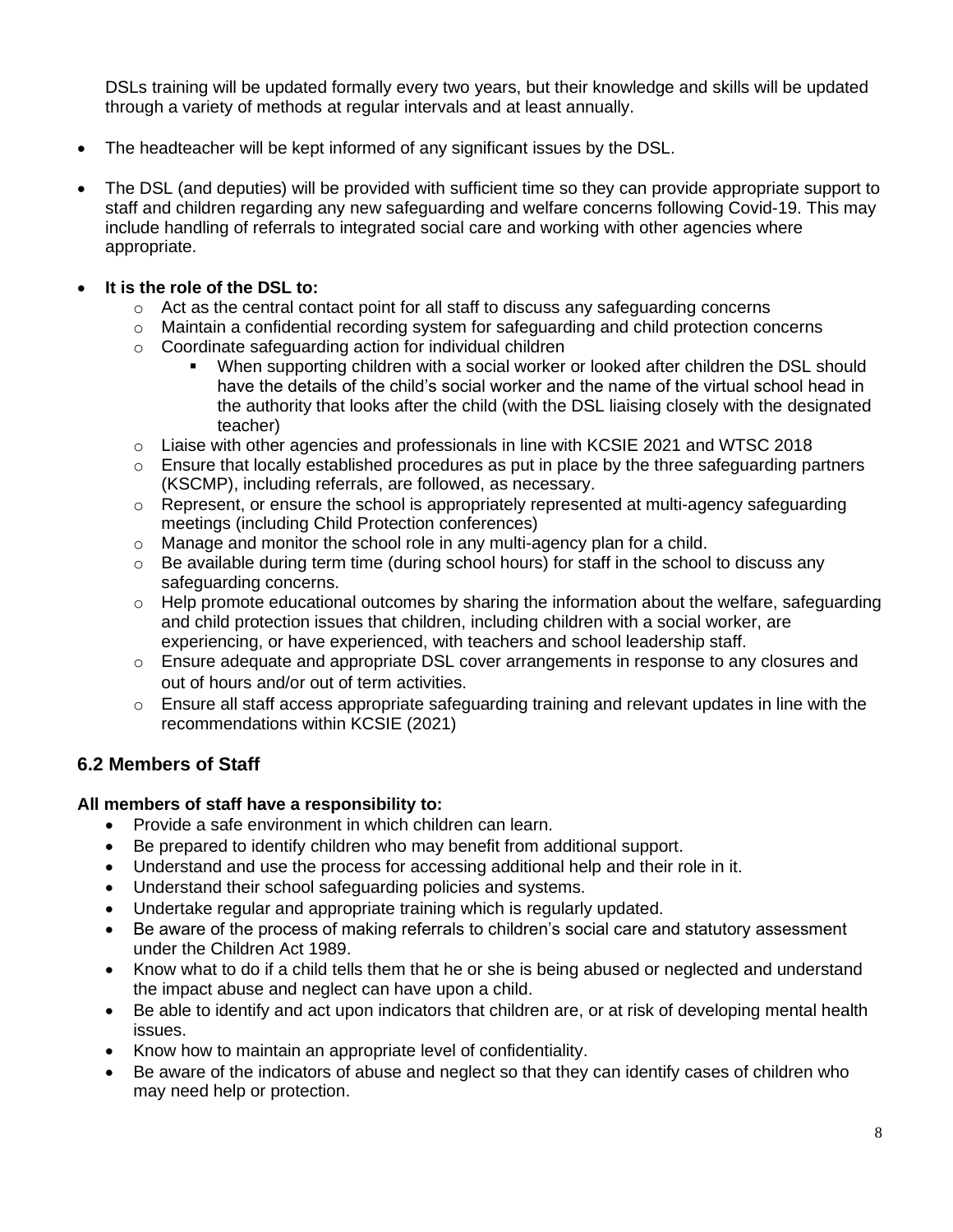DSLs training will be updated formally every two years, but their knowledge and skills will be updated through a variety of methods at regular intervals and at least annually.

- The headteacher will be kept informed of any significant issues by the DSL.
- The DSL (and deputies) will be provided with sufficient time so they can provide appropriate support to staff and children regarding any new safeguarding and welfare concerns following Covid-19. This may include handling of referrals to integrated social care and working with other agencies where appropriate.
- **It is the role of the DSL to:**
  - Act as the central contact point for all staff to discuss any safeguarding concerns
  - Maintain a confidential recording system for safeguarding and child protection concerns
  - Coordinate safeguarding action for individual children
    - When supporting children with a social worker or looked after children the DSL should have the details of the child's social worker and the name of the virtual school head in the authority that looks after the child (with the DSL liaising closely with the designated teacher)
  - Liaise with other agencies and professionals in line with KCSIE 2021 and WTSC 2018
  - Ensure that locally established procedures as put in place by the three safeguarding partners (KSCMP), including referrals, are followed, as necessary.
  - Represent, or ensure the school is appropriately represented at multi-agency safeguarding meetings (including Child Protection conferences)
  - Manage and monitor the school role in any multi-agency plan for a child.
  - Be available during term time (during school hours) for staff in the school to discuss any safeguarding concerns.
  - Help promote educational outcomes by sharing the information about the welfare, safeguarding and child protection issues that children, including children with a social worker, are experiencing, or have experienced, with teachers and school leadership staff.
  - Ensure adequate and appropriate DSL cover arrangements in response to any closures and out of hours and/or out of term activities.
  - Ensure all staff access appropriate safeguarding training and relevant updates in line with the recommendations within KCSIE (2021)

## 6.2 Members of Staff

**All members of staff have a responsibility to:**

- Provide a safe environment in which children can learn.
- Be prepared to identify children who may benefit from additional support.
- Understand and use the process for accessing additional help and their role in it.
- Understand their school safeguarding policies and systems.
- Undertake regular and appropriate training which is regularly updated.
- Be aware of the process of making referrals to children's social care and statutory assessment under the Children Act 1989.
- Know what to do if a child tells them that he or she is being abused or neglected and understand the impact abuse and neglect can have upon a child.
- Be able to identify and act upon indicators that children are, or at risk of developing mental health issues.
- Know how to maintain an appropriate level of confidentiality.
- Be aware of the indicators of abuse and neglect so that they can identify cases of children who may need help or protection.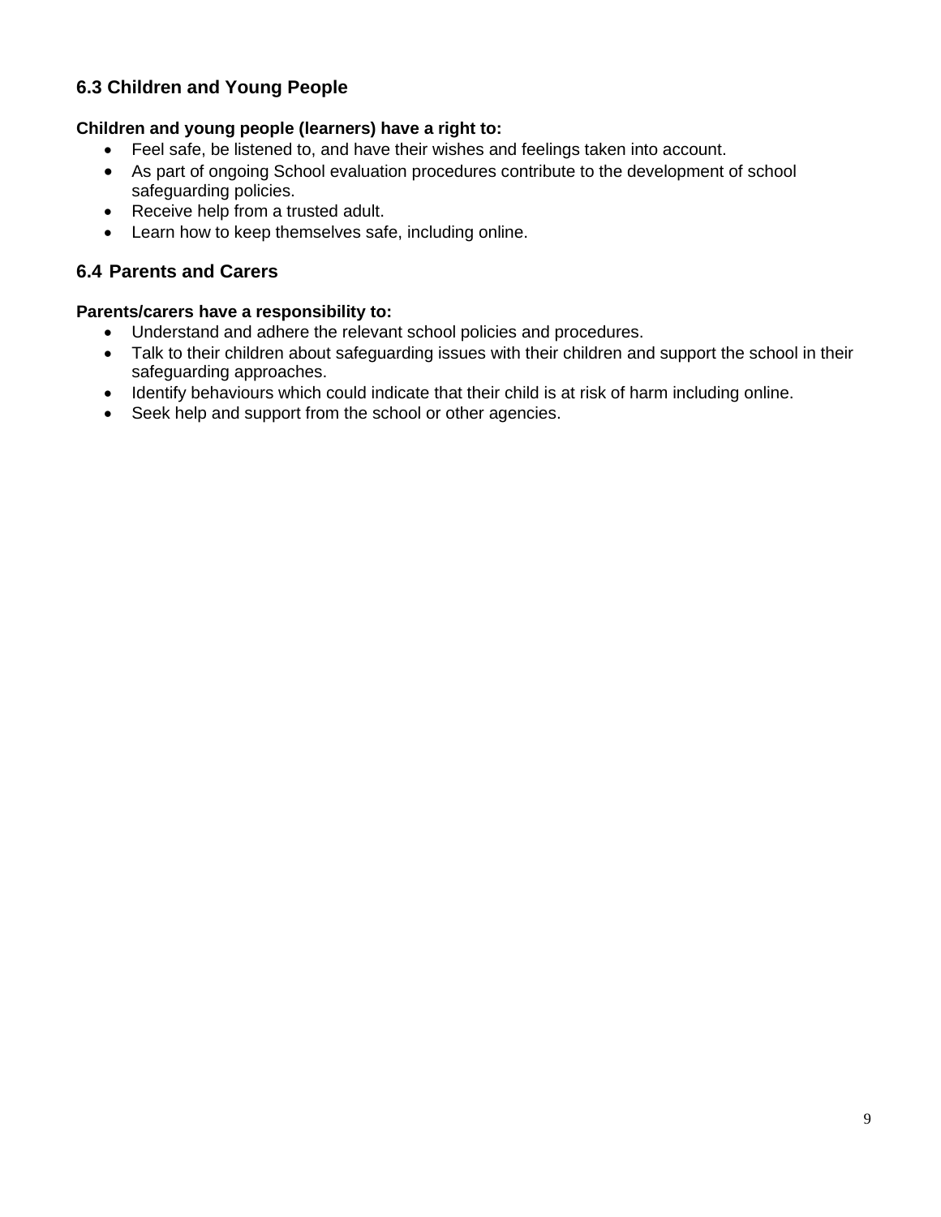### 6.3 Children and Young People

**Children and young people (learners) have a right to:**

- Feel safe, be listened to, and have their wishes and feelings taken into account.
- As part of ongoing School evaluation procedures contribute to the development of school safeguarding policies.
- Receive help from a trusted adult.
- Learn how to keep themselves safe, including online.

### 6.4 Parents and Carers

**Parents/carers have a responsibility to:**

- Understand and adhere the relevant school policies and procedures.
- Talk to their children about safeguarding issues with their children and support the school in their safeguarding approaches.
- Identify behaviours which could indicate that their child is at risk of harm including online.
- Seek help and support from the school or other agencies.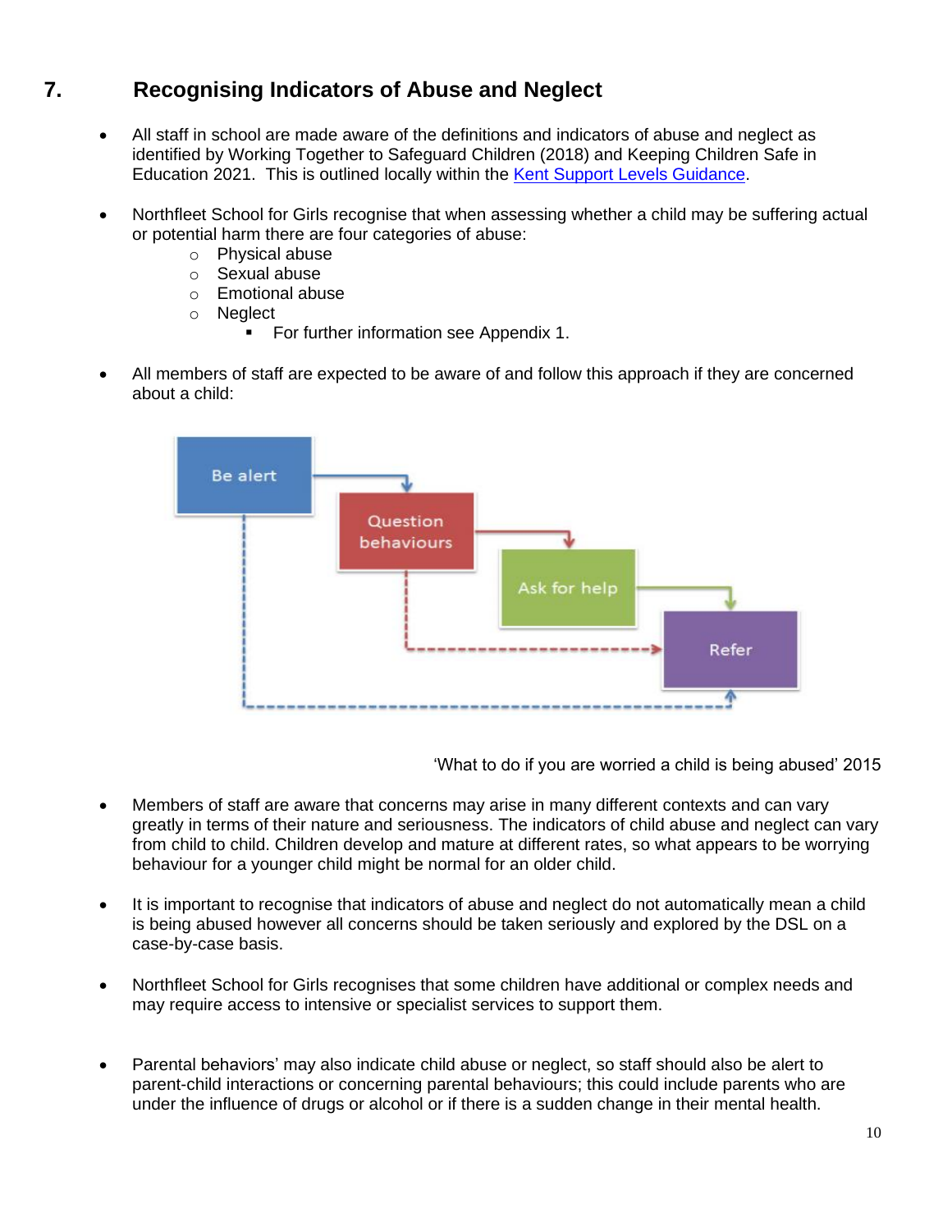## 7. Recognising Indicators of Abuse and Neglect

- All staff in school are made aware of the definitions and indicators of abuse and neglect as identified by Working Together to Safeguard Children (2018) and Keeping Children Safe in Education 2021. This is outlined locally within the Kent Support Levels Guidance.

- Northfleet School for Girls recognise that when assessing whether a child may be suffering actual or potential harm there are four categories of abuse:
  - Physical abuse
  - Sexual abuse
  - Emotional abuse
  - Neglect
    - For further information see Appendix 1.

- All members of staff are expected to be aware of and follow this approach if they are concerned about a child:

Be alert → Question behaviours → Ask for help → Refer

'What to do if you are worried a child is being abused' 2015

- Members of staff are aware that concerns may arise in many different contexts and can vary greatly in terms of their nature and seriousness. The indicators of child abuse and neglect can vary from child to child. Children develop and mature at different rates, so what appears to be worrying behaviour for a younger child might be normal for an older child.

- It is important to recognise that indicators of abuse and neglect do not automatically mean a child is being abused however all concerns should be taken seriously and explored by the DSL on a case-by-case basis.

- Northfleet School for Girls recognises that some children have additional or complex needs and may require access to intensive or specialist services to support them.

- Parental behaviors' may also indicate child abuse or neglect, so staff should also be alert to parent-child interactions or concerning parental behaviours; this could include parents who are under the influence of drugs or alcohol or if there is a sudden change in their mental health.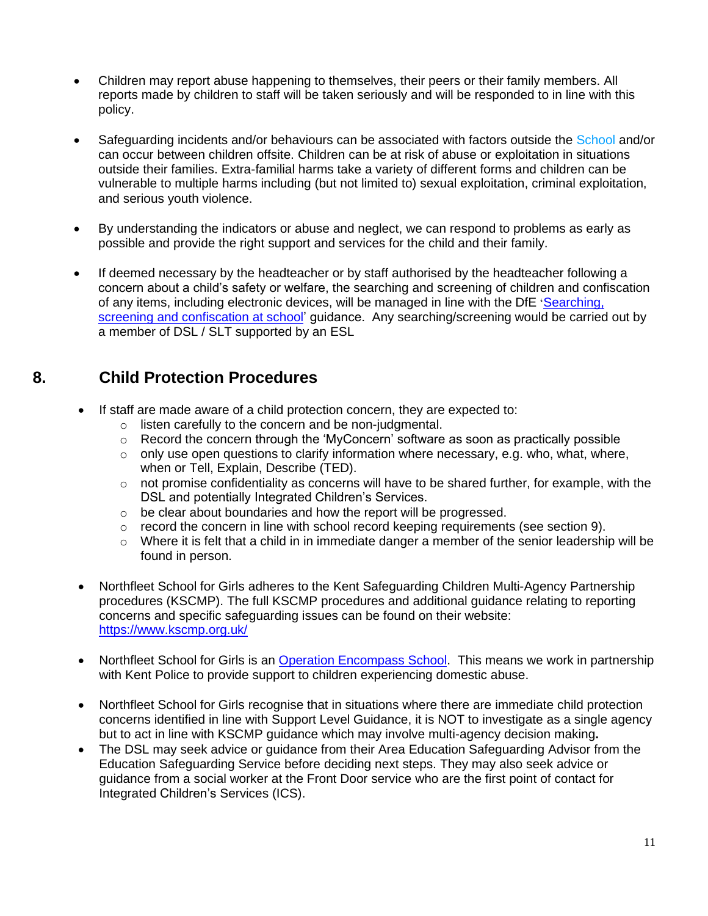- Children may report abuse happening to themselves, their peers or their family members. All reports made by children to staff will be taken seriously and will be responded to in line with this policy.

- Safeguarding incidents and/or behaviours can be associated with factors outside the School and/or can occur between children offsite. Children can be at risk of abuse or exploitation in situations outside their families. Extra-familial harms take a variety of different forms and children can be vulnerable to multiple harms including (but not limited to) sexual exploitation, criminal exploitation, and serious youth violence.

- By understanding the indicators or abuse and neglect, we can respond to problems as early as possible and provide the right support and services for the child and their family.

- If deemed necessary by the headteacher or by staff authorised by the headteacher following a concern about a child's safety or welfare, the searching and screening of children and confiscation of any items, including electronic devices, will be managed in line with the DfE '[Searching, screening and confiscation at school](#)' guidance. Any searching/screening would be carried out by a member of DSL / SLT supported by an ESL

## 8. Child Protection Procedures

- If staff are made aware of a child protection concern, they are expected to:
  - listen carefully to the concern and be non-judgmental.
  - Record the concern through the 'MyConcern' software as soon as practically possible
  - only use open questions to clarify information where necessary, e.g. who, what, where, when or Tell, Explain, Describe (TED).
  - not promise confidentiality as concerns will have to be shared further, for example, with the DSL and potentially Integrated Children's Services.
  - be clear about boundaries and how the report will be progressed.
  - record the concern in line with school record keeping requirements (see section 9).
  - Where it is felt that a child in in immediate danger a member of the senior leadership will be found in person.

- Northfleet School for Girls adheres to the Kent Safeguarding Children Multi-Agency Partnership procedures (KSCMP). The full KSCMP procedures and additional guidance relating to reporting concerns and specific safeguarding issues can be found on their website: https://www.kscmp.org.uk/

- Northfleet School for Girls is an [Operation Encompass School](#). This means we work in partnership with Kent Police to provide support to children experiencing domestic abuse.

- Northfleet School for Girls recognise that in situations where there are immediate child protection concerns identified in line with Support Level Guidance, it is NOT to investigate as a single agency but to act in line with KSCMP guidance which may involve multi-agency decision making**.**
- The DSL may seek advice or guidance from their Area Education Safeguarding Advisor from the Education Safeguarding Service before deciding next steps. They may also seek advice or guidance from a social worker at the Front Door service who are the first point of contact for Integrated Children's Services (ICS).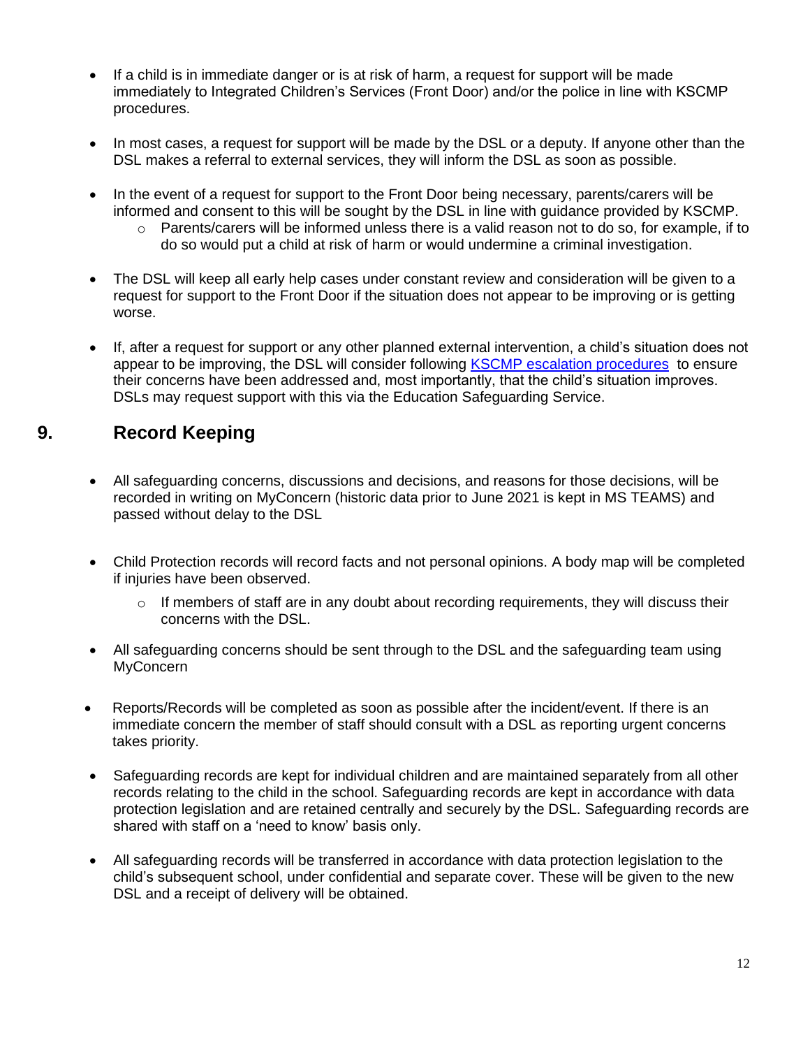- If a child is in immediate danger or is at risk of harm, a request for support will be made immediately to Integrated Children's Services (Front Door) and/or the police in line with KSCMP procedures.

- In most cases, a request for support will be made by the DSL or a deputy. If anyone other than the DSL makes a referral to external services, they will inform the DSL as soon as possible.

- In the event of a request for support to the Front Door being necessary, parents/carers will be informed and consent to this will be sought by the DSL in line with guidance provided by KSCMP.
  - Parents/carers will be informed unless there is a valid reason not to do so, for example, if to do so would put a child at risk of harm or would undermine a criminal investigation.

- The DSL will keep all early help cases under constant review and consideration will be given to a request for support to the Front Door if the situation does not appear to be improving or is getting worse.

- If, after a request for support or any other planned external intervention, a child's situation does not appear to be improving, the DSL will consider following [KSCMP escalation procedures](#) to ensure their concerns have been addressed and, most importantly, that the child's situation improves. DSLs may request support with this via the Education Safeguarding Service.

## 9. Record Keeping

- All safeguarding concerns, discussions and decisions, and reasons for those decisions, will be recorded in writing on MyConcern (historic data prior to June 2021 is kept in MS TEAMS) and passed without delay to the DSL

- Child Protection records will record facts and not personal opinions. A body map will be completed if injuries have been observed.
  - If members of staff are in any doubt about recording requirements, they will discuss their concerns with the DSL.

- All safeguarding concerns should be sent through to the DSL and the safeguarding team using MyConcern

- Reports/Records will be completed as soon as possible after the incident/event. If there is an immediate concern the member of staff should consult with a DSL as reporting urgent concerns takes priority.

- Safeguarding records are kept for individual children and are maintained separately from all other records relating to the child in the school. Safeguarding records are kept in accordance with data protection legislation and are retained centrally and securely by the DSL. Safeguarding records are shared with staff on a 'need to know' basis only.

- All safeguarding records will be transferred in accordance with data protection legislation to the child's subsequent school, under confidential and separate cover. These will be given to the new DSL and a receipt of delivery will be obtained.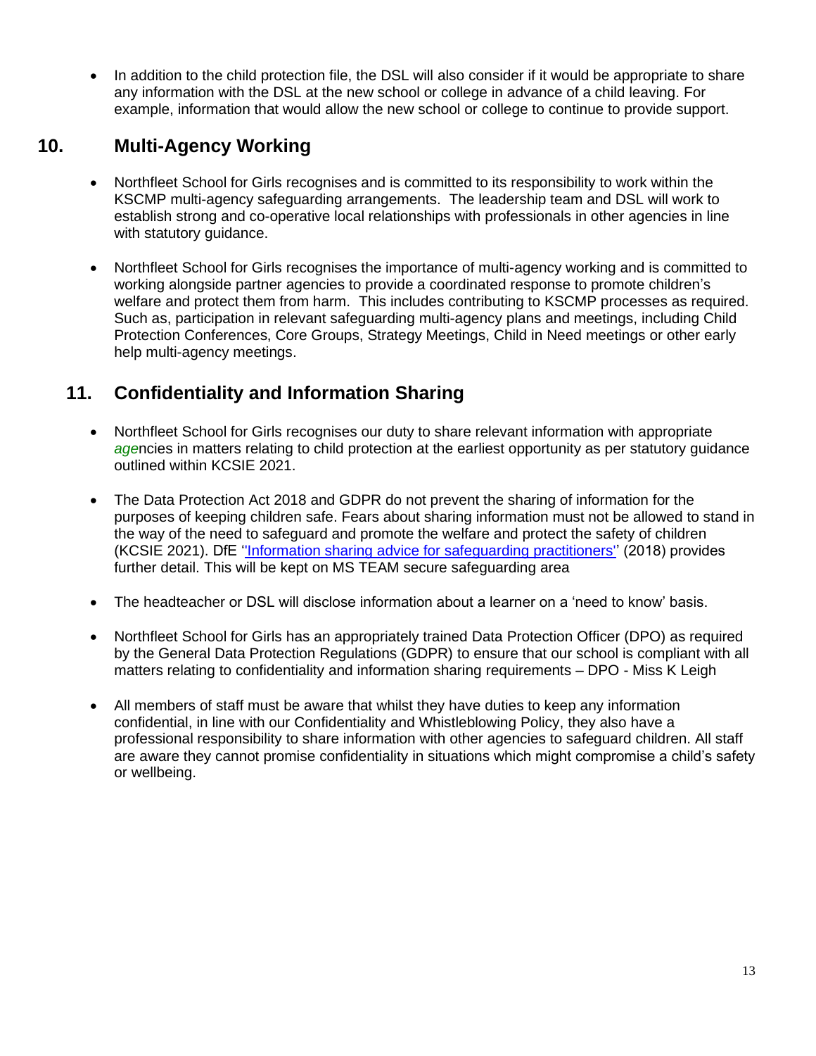- In addition to the child protection file, the DSL will also consider if it would be appropriate to share any information with the DSL at the new school or college in advance of a child leaving. For example, information that would allow the new school or college to continue to provide support.

## 10. Multi-Agency Working

- Northfleet School for Girls recognises and is committed to its responsibility to work within the KSCMP multi-agency safeguarding arrangements. The leadership team and DSL will work to establish strong and co-operative local relationships with professionals in other agencies in line with statutory guidance.

- Northfleet School for Girls recognises the importance of multi-agency working and is committed to working alongside partner agencies to provide a coordinated response to promote children's welfare and protect them from harm. This includes contributing to KSCMP processes as required. Such as, participation in relevant safeguarding multi-agency plans and meetings, including Child Protection Conferences, Core Groups, Strategy Meetings, Child in Need meetings or other early help multi-agency meetings.

## 11. Confidentiality and Information Sharing

- Northfleet School for Girls recognises our duty to share relevant information with appropriate agencies in matters relating to child protection at the earliest opportunity as per statutory guidance outlined within KCSIE 2021.

- The Data Protection Act 2018 and GDPR do not prevent the sharing of information for the purposes of keeping children safe. Fears about sharing information must not be allowed to stand in the way of the need to safeguard and promote the welfare and protect the safety of children (KCSIE 2021). DfE "Information sharing advice for safeguarding practitioners" (2018) provides further detail. This will be kept on MS TEAM secure safeguarding area

- The headteacher or DSL will disclose information about a learner on a 'need to know' basis.

- Northfleet School for Girls has an appropriately trained Data Protection Officer (DPO) as required by the General Data Protection Regulations (GDPR) to ensure that our school is compliant with all matters relating to confidentiality and information sharing requirements – DPO - Miss K Leigh

- All members of staff must be aware that whilst they have duties to keep any information confidential, in line with our Confidentiality and Whistleblowing Policy, they also have a professional responsibility to share information with other agencies to safeguard children. All staff are aware they cannot promise confidentiality in situations which might compromise a child's safety or wellbeing.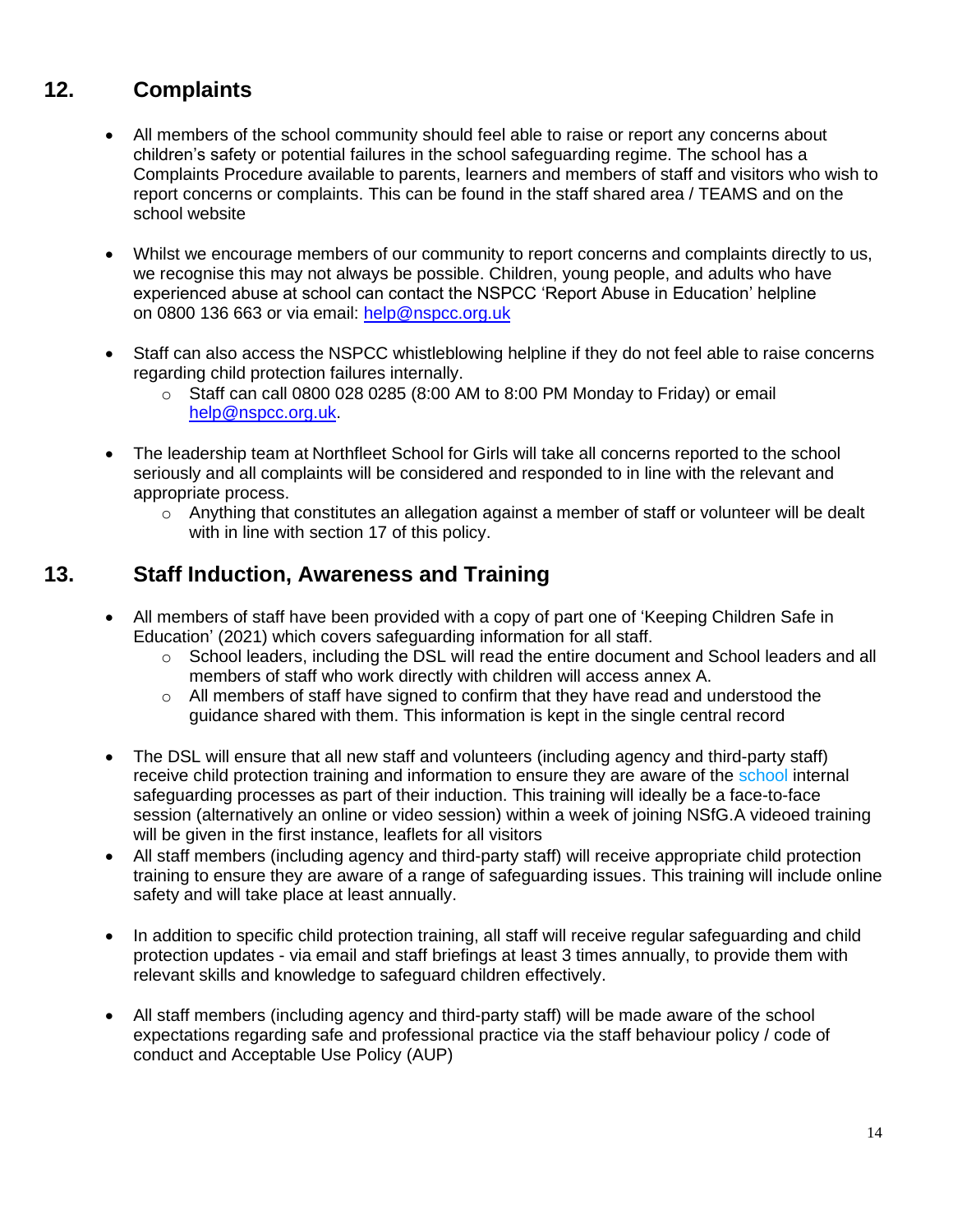## 12. Complaints

- All members of the school community should feel able to raise or report any concerns about children's safety or potential failures in the school safeguarding regime. The school has a Complaints Procedure available to parents, learners and members of staff and visitors who wish to report concerns or complaints. This can be found in the staff shared area / TEAMS and on the school website

- Whilst we encourage members of our community to report concerns and complaints directly to us, we recognise this may not always be possible. Children, young people, and adults who have experienced abuse at school can contact the NSPCC 'Report Abuse in Education' helpline on 0800 136 663 or via email: help@nspcc.org.uk

- Staff can also access the NSPCC whistleblowing helpline if they do not feel able to raise concerns regarding child protection failures internally.
  - Staff can call 0800 028 0285 (8:00 AM to 8:00 PM Monday to Friday) or email help@nspcc.org.uk.

- The leadership team at Northfleet School for Girls will take all concerns reported to the school seriously and all complaints will be considered and responded to in line with the relevant and appropriate process.
  - Anything that constitutes an allegation against a member of staff or volunteer will be dealt with in line with section 17 of this policy.

## 13. Staff Induction, Awareness and Training

- All members of staff have been provided with a copy of part one of 'Keeping Children Safe in Education' (2021) which covers safeguarding information for all staff.
  - School leaders, including the DSL will read the entire document and School leaders and all members of staff who work directly with children will access annex A.
  - All members of staff have signed to confirm that they have read and understood the guidance shared with them. This information is kept in the single central record

- The DSL will ensure that all new staff and volunteers (including agency and third-party staff) receive child protection training and information to ensure they are aware of the school internal safeguarding processes as part of their induction. This training will ideally be a face-to-face session (alternatively an online or video session) within a week of joining NSfG.A videoed training will be given in the first instance, leaflets for all visitors
- All staff members (including agency and third-party staff) will receive appropriate child protection training to ensure they are aware of a range of safeguarding issues. This training will include online safety and will take place at least annually.

- In addition to specific child protection training, all staff will receive regular safeguarding and child protection updates - via email and staff briefings at least 3 times annually, to provide them with relevant skills and knowledge to safeguard children effectively.

- All staff members (including agency and third-party staff) will be made aware of the school expectations regarding safe and professional practice via the staff behaviour policy / code of conduct and Acceptable Use Policy (AUP)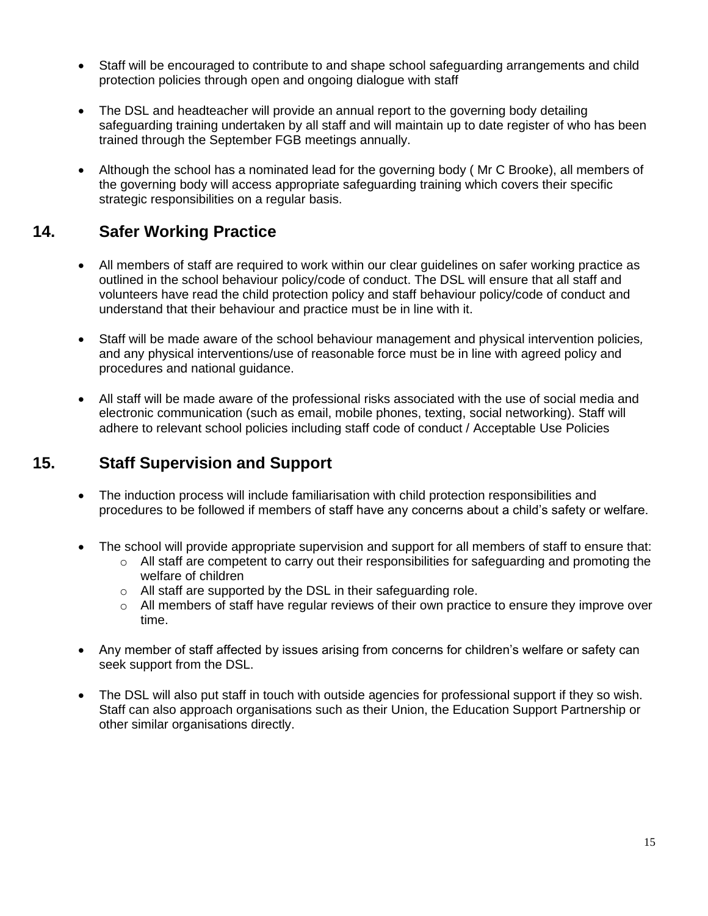- Staff will be encouraged to contribute to and shape school safeguarding arrangements and child protection policies through open and ongoing dialogue with staff

- The DSL and headteacher will provide an annual report to the governing body detailing safeguarding training undertaken by all staff and will maintain up to date register of who has been trained through the September FGB meetings annually.

- Although the school has a nominated lead for the governing body ( Mr C Brooke), all members of the governing body will access appropriate safeguarding training which covers their specific strategic responsibilities on a regular basis.

## 14. Safer Working Practice

- All members of staff are required to work within our clear guidelines on safer working practice as outlined in the school behaviour policy/code of conduct. The DSL will ensure that all staff and volunteers have read the child protection policy and staff behaviour policy/code of conduct and understand that their behaviour and practice must be in line with it.

- Staff will be made aware of the school behaviour management and physical intervention policies, and any physical interventions/use of reasonable force must be in line with agreed policy and procedures and national guidance.

- All staff will be made aware of the professional risks associated with the use of social media and electronic communication (such as email, mobile phones, texting, social networking). Staff will adhere to relevant school policies including staff code of conduct / Acceptable Use Policies

## 15. Staff Supervision and Support

- The induction process will include familiarisation with child protection responsibilities and procedures to be followed if members of staff have any concerns about a child's safety or welfare.

- The school will provide appropriate supervision and support for all members of staff to ensure that:
  - All staff are competent to carry out their responsibilities for safeguarding and promoting the welfare of children
  - All staff are supported by the DSL in their safeguarding role.
  - All members of staff have regular reviews of their own practice to ensure they improve over time.

- Any member of staff affected by issues arising from concerns for children's welfare or safety can seek support from the DSL.

- The DSL will also put staff in touch with outside agencies for professional support if they so wish. Staff can also approach organisations such as their Union, the Education Support Partnership or other similar organisations directly.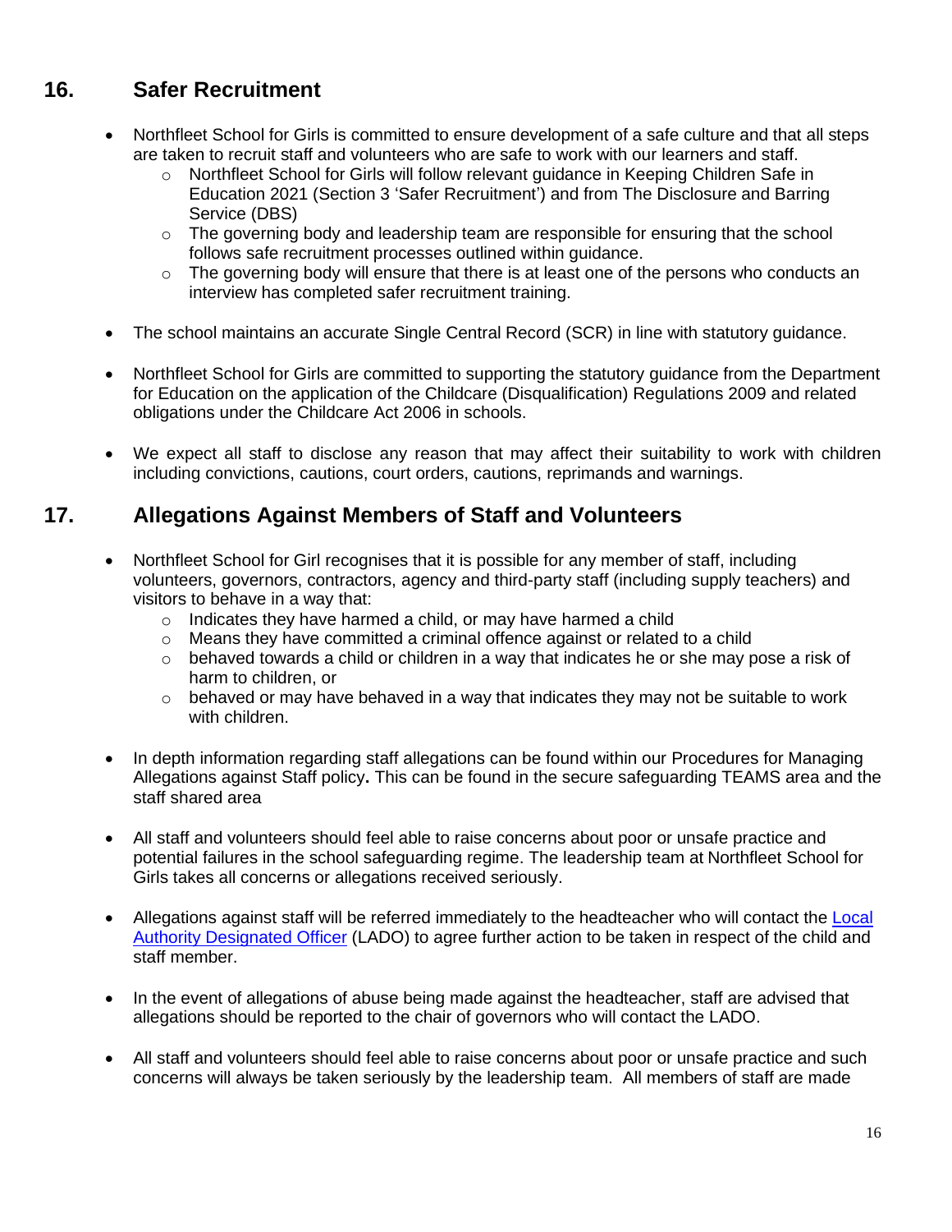## 16. Safer Recruitment

- Northfleet School for Girls is committed to ensure development of a safe culture and that all steps are taken to recruit staff and volunteers who are safe to work with our learners and staff.
  - Northfleet School for Girls will follow relevant guidance in Keeping Children Safe in Education 2021 (Section 3 'Safer Recruitment') and from The Disclosure and Barring Service (DBS)
  - The governing body and leadership team are responsible for ensuring that the school follows safe recruitment processes outlined within guidance.
  - The governing body will ensure that there is at least one of the persons who conducts an interview has completed safer recruitment training.
- The school maintains an accurate Single Central Record (SCR) in line with statutory guidance.
- Northfleet School for Girls are committed to supporting the statutory guidance from the Department for Education on the application of the Childcare (Disqualification) Regulations 2009 and related obligations under the Childcare Act 2006 in schools.
- We expect all staff to disclose any reason that may affect their suitability to work with children including convictions, cautions, court orders, cautions, reprimands and warnings.

## 17. Allegations Against Members of Staff and Volunteers

- Northfleet School for Girl recognises that it is possible for any member of staff, including volunteers, governors, contractors, agency and third-party staff (including supply teachers) and visitors to behave in a way that:
  - Indicates they have harmed a child, or may have harmed a child
  - Means they have committed a criminal offence against or related to a child
  - behaved towards a child or children in a way that indicates he or she may pose a risk of harm to children, or
  - behaved or may have behaved in a way that indicates they may not be suitable to work with children.
- In depth information regarding staff allegations can be found within our Procedures for Managing Allegations against Staff policy**.** This can be found in the secure safeguarding TEAMS area and the staff shared area
- All staff and volunteers should feel able to raise concerns about poor or unsafe practice and potential failures in the school safeguarding regime. The leadership team at Northfleet School for Girls takes all concerns or allegations received seriously.
- Allegations against staff will be referred immediately to the headteacher who will contact the Local Authority Designated Officer (LADO) to agree further action to be taken in respect of the child and staff member.
- In the event of allegations of abuse being made against the headteacher, staff are advised that allegations should be reported to the chair of governors who will contact the LADO.
- All staff and volunteers should feel able to raise concerns about poor or unsafe practice and such concerns will always be taken seriously by the leadership team. All members of staff are made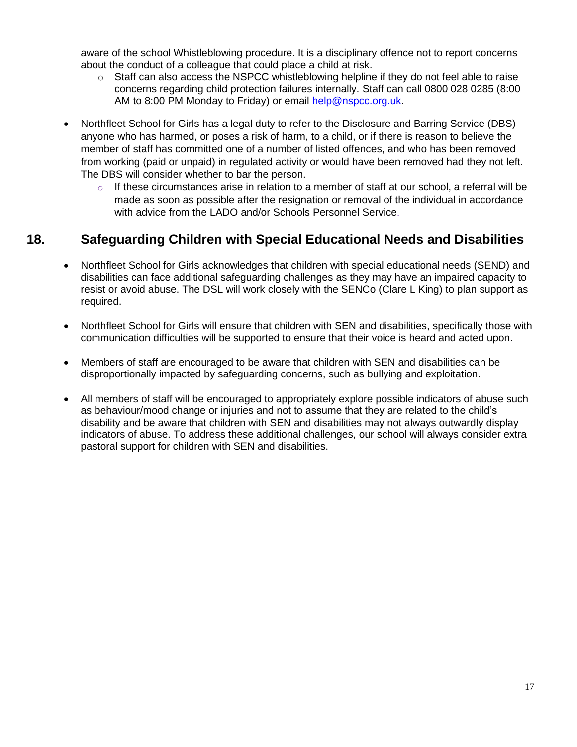aware of the school Whistleblowing procedure. It is a disciplinary offence not to report concerns about the conduct of a colleague that could place a child at risk.

  - Staff can also access the NSPCC whistleblowing helpline if they do not feel able to raise concerns regarding child protection failures internally. Staff can call 0800 028 0285 (8:00 AM to 8:00 PM Monday to Friday) or email [help@nspcc.org.uk](mailto:help@nspcc.org.uk).

- Northfleet School for Girls has a legal duty to refer to the Disclosure and Barring Service (DBS) anyone who has harmed, or poses a risk of harm, to a child, or if there is reason to believe the member of staff has committed one of a number of listed offences, and who has been removed from working (paid or unpaid) in regulated activity or would have been removed had they not left. The DBS will consider whether to bar the person.
  - If these circumstances arise in relation to a member of staff at our school, a referral will be made as soon as possible after the resignation or removal of the individual in accordance with advice from the LADO and/or Schools Personnel Service.

## 18. Safeguarding Children with Special Educational Needs and Disabilities

- Northfleet School for Girls acknowledges that children with special educational needs (SEND) and disabilities can face additional safeguarding challenges as they may have an impaired capacity to resist or avoid abuse. The DSL will work closely with the SENCo (Clare L King) to plan support as required.

- Northfleet School for Girls will ensure that children with SEN and disabilities, specifically those with communication difficulties will be supported to ensure that their voice is heard and acted upon.

- Members of staff are encouraged to be aware that children with SEN and disabilities can be disproportionally impacted by safeguarding concerns, such as bullying and exploitation.

- All members of staff will be encouraged to appropriately explore possible indicators of abuse such as behaviour/mood change or injuries and not to assume that they are related to the child's disability and be aware that children with SEN and disabilities may not always outwardly display indicators of abuse. To address these additional challenges, our school will always consider extra pastoral support for children with SEN and disabilities.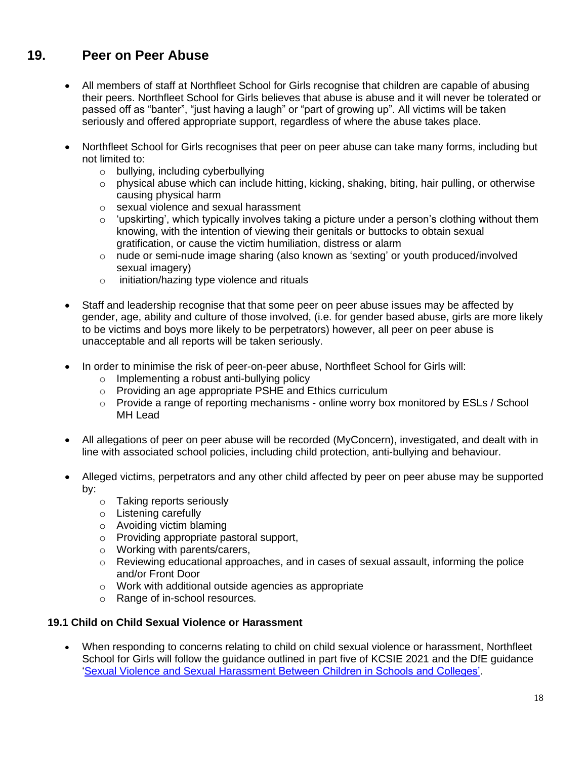## 19. Peer on Peer Abuse

- All members of staff at Northfleet School for Girls recognise that children are capable of abusing their peers. Northfleet School for Girls believes that abuse is abuse and it will never be tolerated or passed off as "banter", "just having a laugh" or "part of growing up". All victims will be taken seriously and offered appropriate support, regardless of where the abuse takes place.

- Northfleet School for Girls recognises that peer on peer abuse can take many forms, including but not limited to:
  - bullying, including cyberbullying
  - physical abuse which can include hitting, kicking, shaking, biting, hair pulling, or otherwise causing physical harm
  - sexual violence and sexual harassment
  - 'upskirting', which typically involves taking a picture under a person's clothing without them knowing, with the intention of viewing their genitals or buttocks to obtain sexual gratification, or cause the victim humiliation, distress or alarm
  - nude or semi-nude image sharing (also known as 'sexting' or youth produced/involved sexual imagery)
  - initiation/hazing type violence and rituals

- Staff and leadership recognise that that some peer on peer abuse issues may be affected by gender, age, ability and culture of those involved, (i.e. for gender based abuse, girls are more likely to be victims and boys more likely to be perpetrators) however, all peer on peer abuse is unacceptable and all reports will be taken seriously.

- In order to minimise the risk of peer-on-peer abuse, Northfleet School for Girls will:
  - Implementing a robust anti-bullying policy
  - Providing an age appropriate PSHE and Ethics curriculum
  - Provide a range of reporting mechanisms - online worry box monitored by ESLs / School MH Lead

- All allegations of peer on peer abuse will be recorded (MyConcern), investigated, and dealt with in line with associated school policies, including child protection, anti-bullying and behaviour.

- Alleged victims, perpetrators and any other child affected by peer on peer abuse may be supported by:
  - Taking reports seriously
  - Listening carefully
  - Avoiding victim blaming
  - Providing appropriate pastoral support,
  - Working with parents/carers,
  - Reviewing educational approaches, and in cases of sexual assault, informing the police and/or Front Door
  - Work with additional outside agencies as appropriate
  - Range of in-school resources.

### 19.1 Child on Child Sexual Violence or Harassment

- When responding to concerns relating to child on child sexual violence or harassment, Northfleet School for Girls will follow the guidance outlined in part five of KCSIE 2021 and the DfE guidance '[Sexual Violence and Sexual Harassment Between Children in Schools and Colleges](Sexual Violence and Sexual Harassment Between Children in Schools and Colleges)'.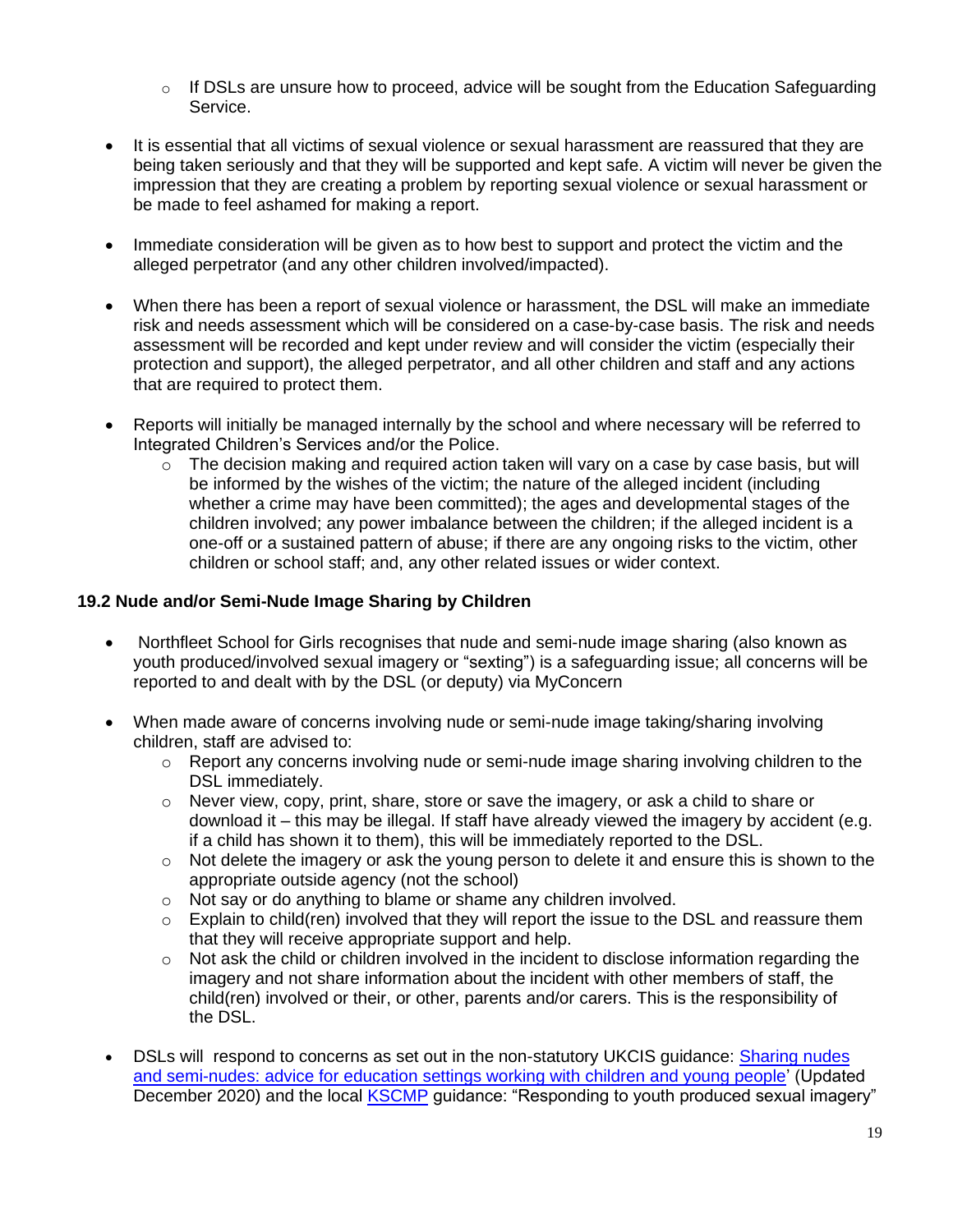- If DSLs are unsure how to proceed, advice will be sought from the Education Safeguarding Service.

- It is essential that all victims of sexual violence or sexual harassment are reassured that they are being taken seriously and that they will be supported and kept safe. A victim will never be given the impression that they are creating a problem by reporting sexual violence or sexual harassment or be made to feel ashamed for making a report.

- Immediate consideration will be given as to how best to support and protect the victim and the alleged perpetrator (and any other children involved/impacted).

- When there has been a report of sexual violence or harassment, the DSL will make an immediate risk and needs assessment which will be considered on a case-by-case basis. The risk and needs assessment will be recorded and kept under review and will consider the victim (especially their protection and support), the alleged perpetrator, and all other children and staff and any actions that are required to protect them.

- Reports will initially be managed internally by the school and where necessary will be referred to Integrated Children's Services and/or the Police.
  - The decision making and required action taken will vary on a case by case basis, but will be informed by the wishes of the victim; the nature of the alleged incident (including whether a crime may have been committed); the ages and developmental stages of the children involved; any power imbalance between the children; if the alleged incident is a one-off or a sustained pattern of abuse; if there are any ongoing risks to the victim, other children or school staff; and, any other related issues or wider context.

### 19.2 Nude and/or Semi-Nude Image Sharing by Children

- Northfleet School for Girls recognises that nude and semi-nude image sharing (also known as youth produced/involved sexual imagery or "sexting") is a safeguarding issue; all concerns will be reported to and dealt with by the DSL (or deputy) via MyConcern

- When made aware of concerns involving nude or semi-nude image taking/sharing involving children, staff are advised to:
  - Report any concerns involving nude or semi-nude image sharing involving children to the DSL immediately.
  - Never view, copy, print, share, store or save the imagery, or ask a child to share or download it – this may be illegal. If staff have already viewed the imagery by accident (e.g. if a child has shown it to them), this will be immediately reported to the DSL.
  - Not delete the imagery or ask the young person to delete it and ensure this is shown to the appropriate outside agency (not the school)
  - Not say or do anything to blame or shame any children involved.
  - Explain to child(ren) involved that they will report the issue to the DSL and reassure them that they will receive appropriate support and help.
  - Not ask the child or children involved in the incident to disclose information regarding the imagery and not share information about the incident with other members of staff, the child(ren) involved or their, or other, parents and/or carers. This is the responsibility of the DSL.

- DSLs will respond to concerns as set out in the non-statutory UKCIS guidance: 'Sharing nudes and semi-nudes: advice for education settings working with children and young people' (Updated December 2020) and the local KSCMP guidance: "Responding to youth produced sexual imagery"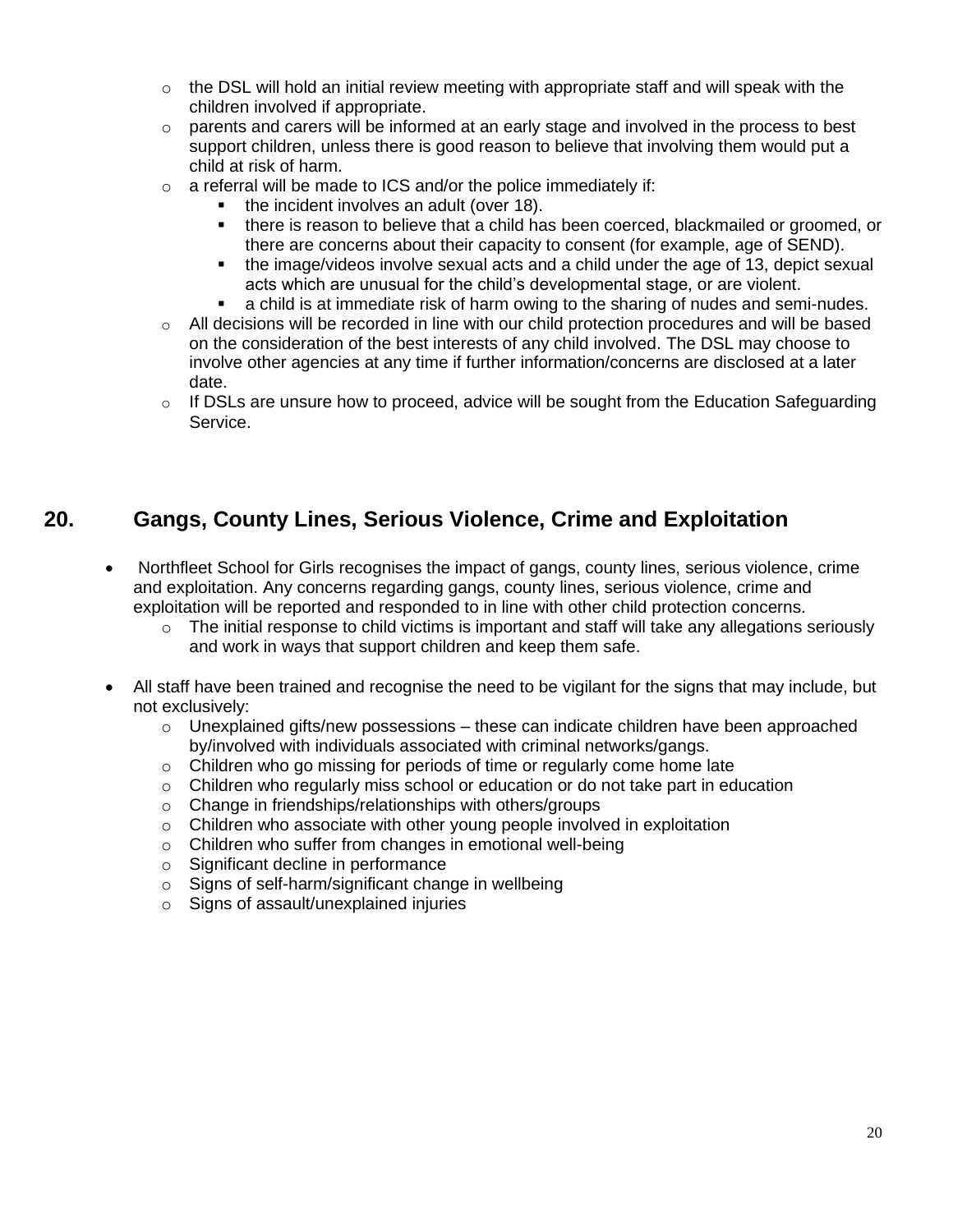- the DSL will hold an initial review meeting with appropriate staff and will speak with the children involved if appropriate.
- parents and carers will be informed at an early stage and involved in the process to best support children, unless there is good reason to believe that involving them would put a child at risk of harm.
- a referral will be made to ICS and/or the police immediately if:
  - the incident involves an adult (over 18).
  - there is reason to believe that a child has been coerced, blackmailed or groomed, or there are concerns about their capacity to consent (for example, age of SEND).
  - the image/videos involve sexual acts and a child under the age of 13, depict sexual acts which are unusual for the child's developmental stage, or are violent.
  - a child is at immediate risk of harm owing to the sharing of nudes and semi-nudes.
- All decisions will be recorded in line with our child protection procedures and will be based on the consideration of the best interests of any child involved. The DSL may choose to involve other agencies at any time if further information/concerns are disclosed at a later date.
- If DSLs are unsure how to proceed, advice will be sought from the Education Safeguarding Service.

## 20. Gangs, County Lines, Serious Violence, Crime and Exploitation

- Northfleet School for Girls recognises the impact of gangs, county lines, serious violence, crime and exploitation. Any concerns regarding gangs, county lines, serious violence, crime and exploitation will be reported and responded to in line with other child protection concerns.
  - The initial response to child victims is important and staff will take any allegations seriously and work in ways that support children and keep them safe.

- All staff have been trained and recognise the need to be vigilant for the signs that may include, but not exclusively:
  - Unexplained gifts/new possessions – these can indicate children have been approached by/involved with individuals associated with criminal networks/gangs.
  - Children who go missing for periods of time or regularly come home late
  - Children who regularly miss school or education or do not take part in education
  - Change in friendships/relationships with others/groups
  - Children who associate with other young people involved in exploitation
  - Children who suffer from changes in emotional well-being
  - Significant decline in performance
  - Signs of self-harm/significant change in wellbeing
  - Signs of assault/unexplained injuries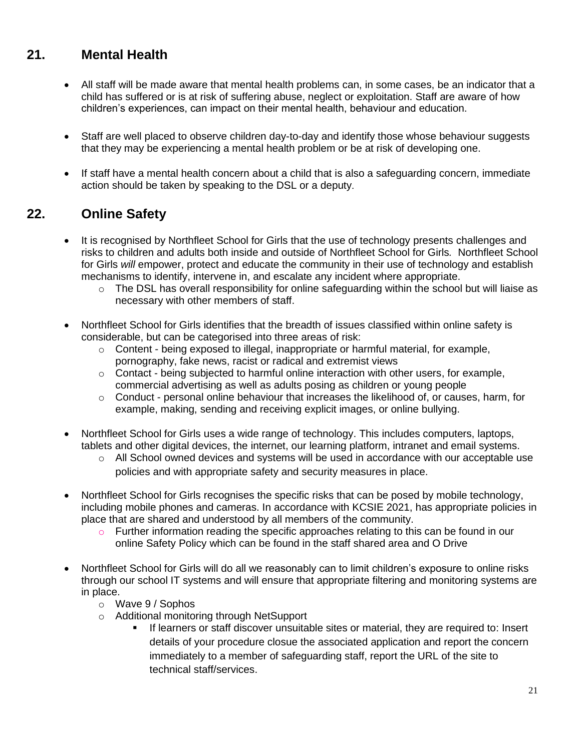## 21. Mental Health

- All staff will be made aware that mental health problems can, in some cases, be an indicator that a child has suffered or is at risk of suffering abuse, neglect or exploitation. Staff are aware of how children's experiences, can impact on their mental health, behaviour and education.

- Staff are well placed to observe children day-to-day and identify those whose behaviour suggests that they may be experiencing a mental health problem or be at risk of developing one.

- If staff have a mental health concern about a child that is also a safeguarding concern, immediate action should be taken by speaking to the DSL or a deputy.

## 22. Online Safety

- It is recognised by Northfleet School for Girls that the use of technology presents challenges and risks to children and adults both inside and outside of Northfleet School for Girls. Northfleet School for Girls *will* empower, protect and educate the community in their use of technology and establish mechanisms to identify, intervene in, and escalate any incident where appropriate.
  - The DSL has overall responsibility for online safeguarding within the school but will liaise as necessary with other members of staff.

- Northfleet School for Girls identifies that the breadth of issues classified within online safety is considerable, but can be categorised into three areas of risk:
  - Content - being exposed to illegal, inappropriate or harmful material, for example, pornography, fake news, racist or radical and extremist views
  - Contact - being subjected to harmful online interaction with other users, for example, commercial advertising as well as adults posing as children or young people
  - Conduct - personal online behaviour that increases the likelihood of, or causes, harm, for example, making, sending and receiving explicit images, or online bullying.

- Northfleet School for Girls uses a wide range of technology. This includes computers, laptops, tablets and other digital devices, the internet, our learning platform, intranet and email systems.
  - All School owned devices and systems will be used in accordance with our acceptable use policies and with appropriate safety and security measures in place.

- Northfleet School for Girls recognises the specific risks that can be posed by mobile technology, including mobile phones and cameras. In accordance with KCSIE 2021, has appropriate policies in place that are shared and understood by all members of the community.
  - Further information reading the specific approaches relating to this can be found in our online Safety Policy which can be found in the staff shared area and O Drive

- Northfleet School for Girls will do all we reasonably can to limit children's exposure to online risks through our school IT systems and will ensure that appropriate filtering and monitoring systems are in place.
  - Wave 9 / Sophos
  - Additional monitoring through NetSupport
    - If learners or staff discover unsuitable sites or material, they are required to: Insert details of your procedure closue the associated application and report the concern immediately to a member of safeguarding staff, report the URL of the site to technical staff/services.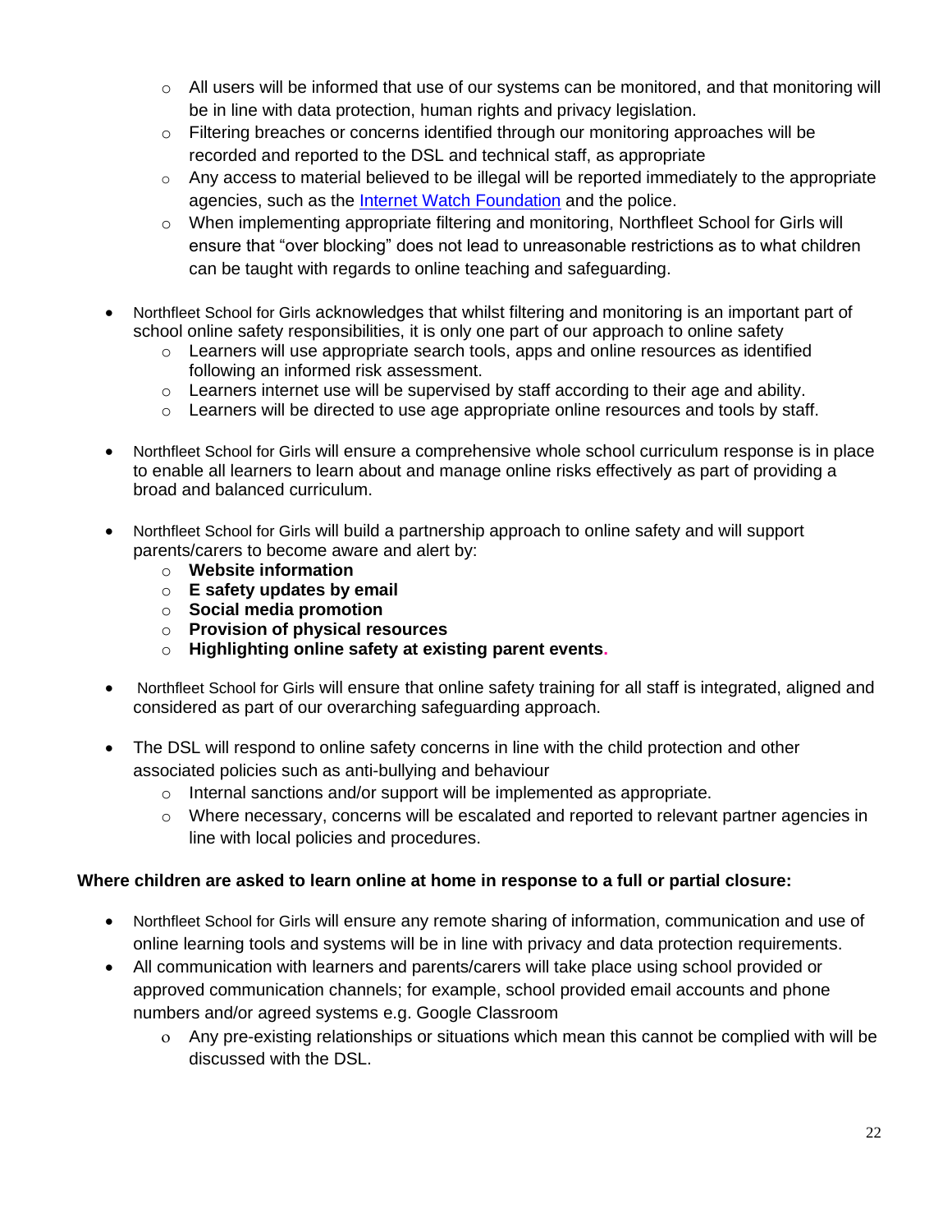- All users will be informed that use of our systems can be monitored, and that monitoring will be in line with data protection, human rights and privacy legislation.
  - Filtering breaches or concerns identified through our monitoring approaches will be recorded and reported to the DSL and technical staff, as appropriate
  - Any access to material believed to be illegal will be reported immediately to the appropriate agencies, such as the [Internet Watch Foundation](https://www.iwf.org.uk) and the police.
  - When implementing appropriate filtering and monitoring, Northfleet School for Girls will ensure that "over blocking" does not lead to unreasonable restrictions as to what children can be taught with regards to online teaching and safeguarding.

- Northfleet School for Girls acknowledges that whilst filtering and monitoring is an important part of school online safety responsibilities, it is only one part of our approach to online safety
  - Learners will use appropriate search tools, apps and online resources as identified following an informed risk assessment.
  - Learners internet use will be supervised by staff according to their age and ability.
  - Learners will be directed to use age appropriate online resources and tools by staff.

- Northfleet School for Girls will ensure a comprehensive whole school curriculum response is in place to enable all learners to learn about and manage online risks effectively as part of providing a broad and balanced curriculum.

- Northfleet School for Girls will build a partnership approach to online safety and will support parents/carers to become aware and alert by:
  - **Website information**
  - **E safety updates by email**
  - **Social media promotion**
  - **Provision of physical resources**
  - **Highlighting online safety at existing parent events.**

- Northfleet School for Girls will ensure that online safety training for all staff is integrated, aligned and considered as part of our overarching safeguarding approach.

- The DSL will respond to online safety concerns in line with the child protection and other associated policies such as anti-bullying and behaviour
  - Internal sanctions and/or support will be implemented as appropriate.
  - Where necessary, concerns will be escalated and reported to relevant partner agencies in line with local policies and procedures.

**Where children are asked to learn online at home in response to a full or partial closure:**

- Northfleet School for Girls will ensure any remote sharing of information, communication and use of online learning tools and systems will be in line with privacy and data protection requirements.
- All communication with learners and parents/carers will take place using school provided or approved communication channels; for example, school provided email accounts and phone numbers and/or agreed systems e.g. Google Classroom
  - Any pre-existing relationships or situations which mean this cannot be complied with will be discussed with the DSL.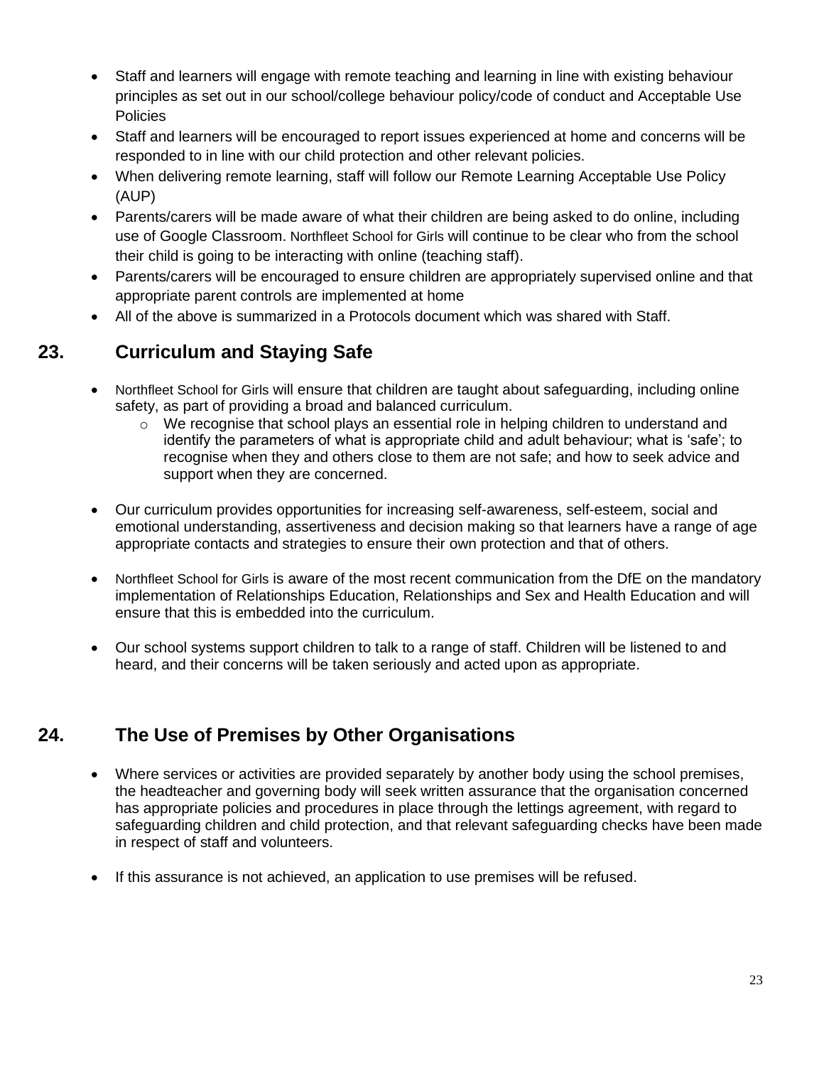- Staff and learners will engage with remote teaching and learning in line with existing behaviour principles as set out in our school/college behaviour policy/code of conduct and Acceptable Use Policies
- Staff and learners will be encouraged to report issues experienced at home and concerns will be responded to in line with our child protection and other relevant policies.
- When delivering remote learning, staff will follow our Remote Learning Acceptable Use Policy (AUP)
- Parents/carers will be made aware of what their children are being asked to do online, including use of Google Classroom. Northfleet School for Girls will continue to be clear who from the school their child is going to be interacting with online (teaching staff).
- Parents/carers will be encouraged to ensure children are appropriately supervised online and that appropriate parent controls are implemented at home
- All of the above is summarized in a Protocols document which was shared with Staff.

## 23. Curriculum and Staying Safe

- Northfleet School for Girls will ensure that children are taught about safeguarding, including online safety, as part of providing a broad and balanced curriculum.
  - We recognise that school plays an essential role in helping children to understand and identify the parameters of what is appropriate child and adult behaviour; what is 'safe'; to recognise when they and others close to them are not safe; and how to seek advice and support when they are concerned.
- Our curriculum provides opportunities for increasing self-awareness, self-esteem, social and emotional understanding, assertiveness and decision making so that learners have a range of age appropriate contacts and strategies to ensure their own protection and that of others.
- Northfleet School for Girls is aware of the most recent communication from the DfE on the mandatory implementation of Relationships Education, Relationships and Sex and Health Education and will ensure that this is embedded into the curriculum.
- Our school systems support children to talk to a range of staff. Children will be listened to and heard, and their concerns will be taken seriously and acted upon as appropriate.

## 24. The Use of Premises by Other Organisations

- Where services or activities are provided separately by another body using the school premises, the headteacher and governing body will seek written assurance that the organisation concerned has appropriate policies and procedures in place through the lettings agreement, with regard to safeguarding children and child protection, and that relevant safeguarding checks have been made in respect of staff and volunteers.
- If this assurance is not achieved, an application to use premises will be refused.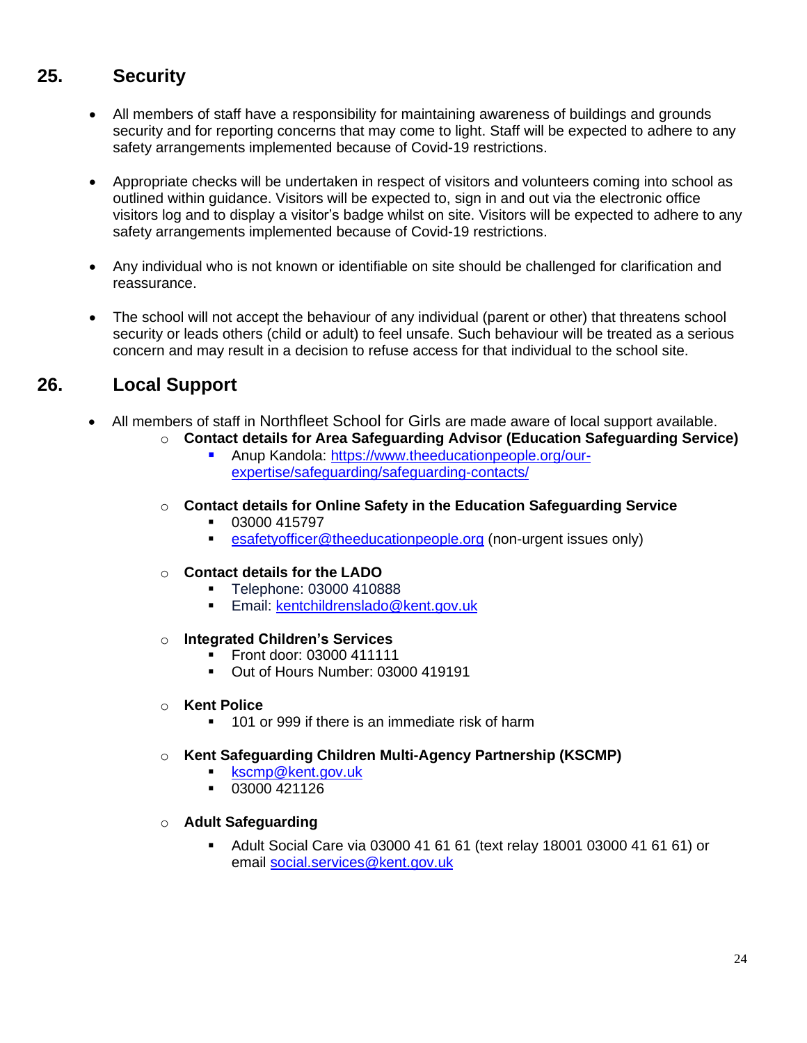## 25. Security

- All members of staff have a responsibility for maintaining awareness of buildings and grounds security and for reporting concerns that may come to light. Staff will be expected to adhere to any safety arrangements implemented because of Covid-19 restrictions.

- Appropriate checks will be undertaken in respect of visitors and volunteers coming into school as outlined within guidance. Visitors will be expected to, sign in and out via the electronic office visitors log and to display a visitor's badge whilst on site. Visitors will be expected to adhere to any safety arrangements implemented because of Covid-19 restrictions.

- Any individual who is not known or identifiable on site should be challenged for clarification and reassurance.

- The school will not accept the behaviour of any individual (parent or other) that threatens school security or leads others (child or adult) to feel unsafe. Such behaviour will be treated as a serious concern and may result in a decision to refuse access for that individual to the school site.

## 26. Local Support

- All members of staff in Northfleet School for Girls are made aware of local support available.
  - **Contact details for Area Safeguarding Advisor (Education Safeguarding Service)**
    - Anup Kandola: [https://www.theeducationpeople.org/our-expertise/safeguarding/safeguarding-contacts/](https://www.theeducationpeople.org/our-expertise/safeguarding/safeguarding-contacts/)
  - **Contact details for Online Safety in the Education Safeguarding Service**
    - 03000 415797
    - [esafetyofficer@theeducationpeople.org](mailto:esafetyofficer@theeducationpeople.org) (non-urgent issues only)
  - **Contact details for the LADO**
    - Telephone: 03000 410888
    - Email: [kentchildrenslado@kent.gov.uk](mailto:kentchildrenslado@kent.gov.uk)
  - **Integrated Children's Services**
    - Front door: 03000 411111
    - Out of Hours Number: 03000 419191
  - **Kent Police**
    - 101 or 999 if there is an immediate risk of harm
  - **Kent Safeguarding Children Multi-Agency Partnership (KSCMP)**
    - [kscmp@kent.gov.uk](mailto:kscmp@kent.gov.uk)
    - 03000 421126
  - **Adult Safeguarding**
    - Adult Social Care via 03000 41 61 61 (text relay 18001 03000 41 61 61) or email [social.services@kent.gov.uk](mailto:social.services@kent.gov.uk)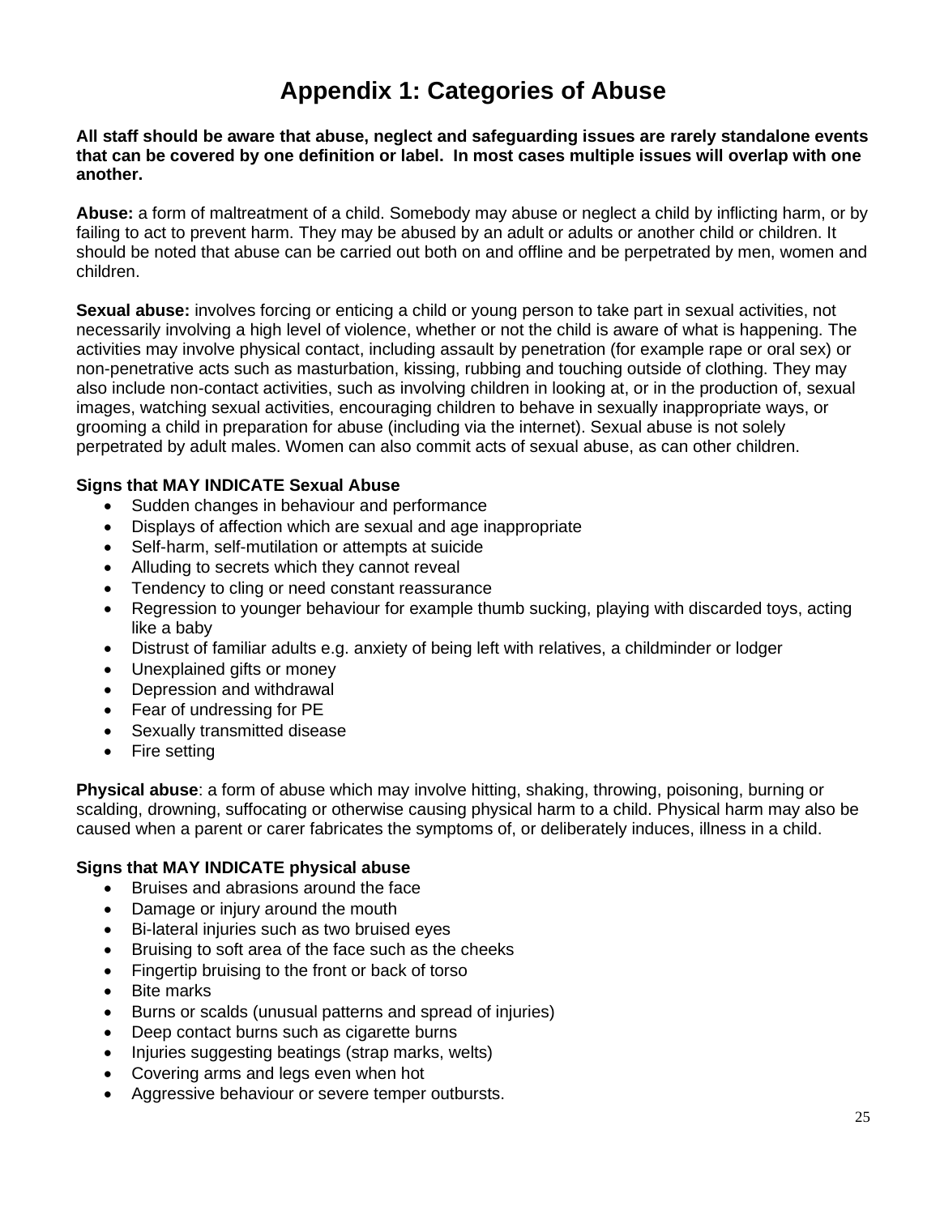# Appendix 1: Categories of Abuse

**All staff should be aware that abuse, neglect and safeguarding issues are rarely standalone events that can be covered by one definition or label. In most cases multiple issues will overlap with one another.**

**Abuse:** a form of maltreatment of a child. Somebody may abuse or neglect a child by inflicting harm, or by failing to act to prevent harm. They may be abused by an adult or adults or another child or children. It should be noted that abuse can be carried out both on and offline and be perpetrated by men, women and children.

**Sexual abuse:** involves forcing or enticing a child or young person to take part in sexual activities, not necessarily involving a high level of violence, whether or not the child is aware of what is happening. The activities may involve physical contact, including assault by penetration (for example rape or oral sex) or non-penetrative acts such as masturbation, kissing, rubbing and touching outside of clothing. They may also include non-contact activities, such as involving children in looking at, or in the production of, sexual images, watching sexual activities, encouraging children to behave in sexually inappropriate ways, or grooming a child in preparation for abuse (including via the internet). Sexual abuse is not solely perpetrated by adult males. Women can also commit acts of sexual abuse, as can other children.

**Signs that MAY INDICATE Sexual Abuse**

- Sudden changes in behaviour and performance
- Displays of affection which are sexual and age inappropriate
- Self-harm, self-mutilation or attempts at suicide
- Alluding to secrets which they cannot reveal
- Tendency to cling or need constant reassurance
- Regression to younger behaviour for example thumb sucking, playing with discarded toys, acting like a baby
- Distrust of familiar adults e.g. anxiety of being left with relatives, a childminder or lodger
- Unexplained gifts or money
- Depression and withdrawal
- Fear of undressing for PE
- Sexually transmitted disease
- Fire setting

**Physical abuse**: a form of abuse which may involve hitting, shaking, throwing, poisoning, burning or scalding, drowning, suffocating or otherwise causing physical harm to a child. Physical harm may also be caused when a parent or carer fabricates the symptoms of, or deliberately induces, illness in a child.

**Signs that MAY INDICATE physical abuse**

- Bruises and abrasions around the face
- Damage or injury around the mouth
- Bi-lateral injuries such as two bruised eyes
- Bruising to soft area of the face such as the cheeks
- Fingertip bruising to the front or back of torso
- Bite marks
- Burns or scalds (unusual patterns and spread of injuries)
- Deep contact burns such as cigarette burns
- Injuries suggesting beatings (strap marks, welts)
- Covering arms and legs even when hot
- Aggressive behaviour or severe temper outbursts.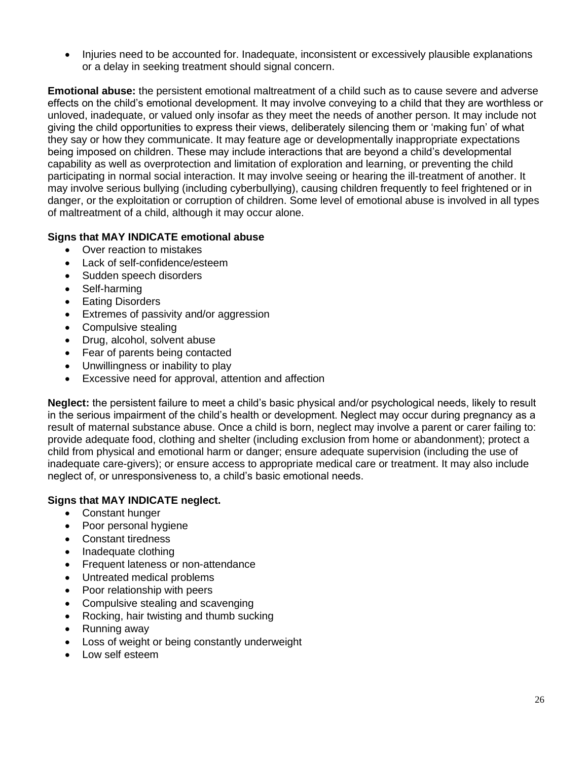- Injuries need to be accounted for. Inadequate, inconsistent or excessively plausible explanations or a delay in seeking treatment should signal concern.

**Emotional abuse:** the persistent emotional maltreatment of a child such as to cause severe and adverse effects on the child's emotional development. It may involve conveying to a child that they are worthless or unloved, inadequate, or valued only insofar as they meet the needs of another person. It may include not giving the child opportunities to express their views, deliberately silencing them or 'making fun' of what they say or how they communicate. It may feature age or developmentally inappropriate expectations being imposed on children. These may include interactions that are beyond a child's developmental capability as well as overprotection and limitation of exploration and learning, or preventing the child participating in normal social interaction. It may involve seeing or hearing the ill-treatment of another. It may involve serious bullying (including cyberbullying), causing children frequently to feel frightened or in danger, or the exploitation or corruption of children. Some level of emotional abuse is involved in all types of maltreatment of a child, although it may occur alone.

**Signs that MAY INDICATE emotional abuse**

- Over reaction to mistakes
- Lack of self-confidence/esteem
- Sudden speech disorders
- Self-harming
- Eating Disorders
- Extremes of passivity and/or aggression
- Compulsive stealing
- Drug, alcohol, solvent abuse
- Fear of parents being contacted
- Unwillingness or inability to play
- Excessive need for approval, attention and affection

**Neglect:** the persistent failure to meet a child's basic physical and/or psychological needs, likely to result in the serious impairment of the child's health or development. Neglect may occur during pregnancy as a result of maternal substance abuse. Once a child is born, neglect may involve a parent or carer failing to: provide adequate food, clothing and shelter (including exclusion from home or abandonment); protect a child from physical and emotional harm or danger; ensure adequate supervision (including the use of inadequate care-givers); or ensure access to appropriate medical care or treatment. It may also include neglect of, or unresponsiveness to, a child's basic emotional needs.

**Signs that MAY INDICATE neglect.**

- Constant hunger
- Poor personal hygiene
- Constant tiredness
- Inadequate clothing
- Frequent lateness or non-attendance
- Untreated medical problems
- Poor relationship with peers
- Compulsive stealing and scavenging
- Rocking, hair twisting and thumb sucking
- Running away
- Loss of weight or being constantly underweight
- Low self esteem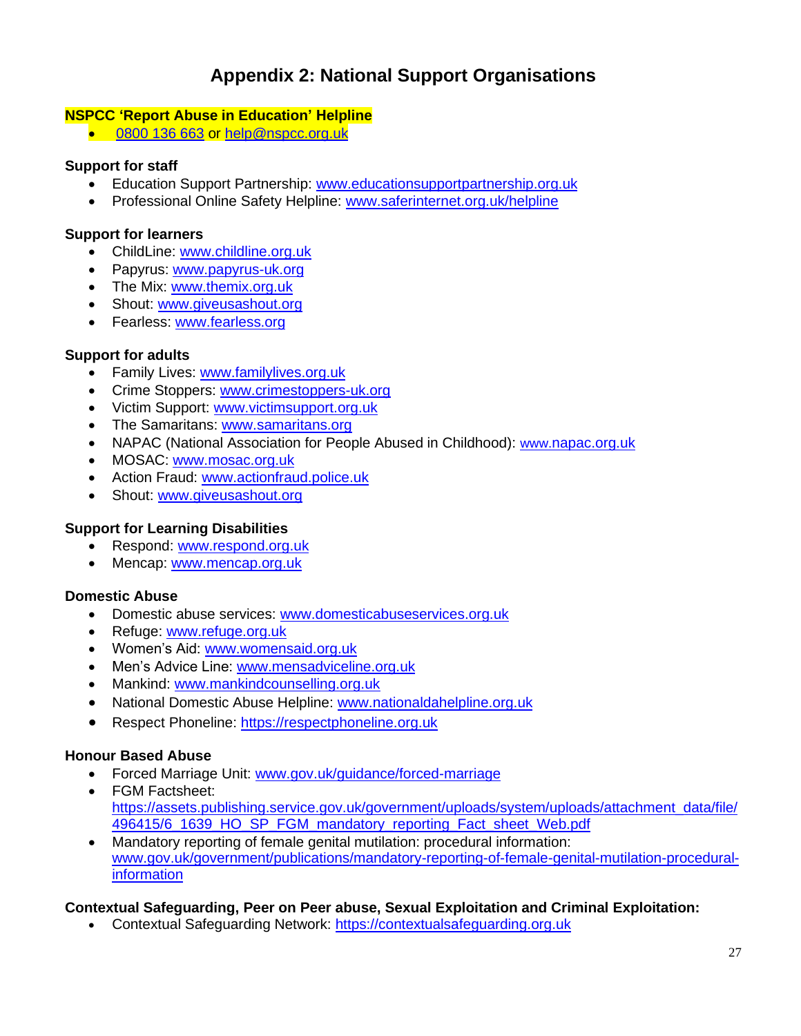# Appendix 2: National Support Organisations

**NSPCC 'Report Abuse in Education' Helpline**

- 0800 136 663 or help@nspcc.org.uk

**Support for staff**

- Education Support Partnership: www.educationsupportpartnership.org.uk
- Professional Online Safety Helpline: www.saferinternet.org.uk/helpline

**Support for learners**

- ChildLine: www.childline.org.uk
- Papyrus: www.papyrus-uk.org
- The Mix: www.themix.org.uk
- Shout: www.giveusashout.org
- Fearless: www.fearless.org

**Support for adults**

- Family Lives: www.familylives.org.uk
- Crime Stoppers: www.crimestoppers-uk.org
- Victim Support: www.victimsupport.org.uk
- The Samaritans: www.samaritans.org
- NAPAC (National Association for People Abused in Childhood): www.napac.org.uk
- MOSAC: www.mosac.org.uk
- Action Fraud: www.actionfraud.police.uk
- Shout: www.giveusashout.org

**Support for Learning Disabilities**

- Respond: www.respond.org.uk
- Mencap: www.mencap.org.uk

**Domestic Abuse**

- Domestic abuse services: www.domesticabuseservices.org.uk
- Refuge: www.refuge.org.uk
- Women's Aid: www.womensaid.org.uk
- Men's Advice Line: www.mensadviceline.org.uk
- Mankind: www.mankindcounselling.org.uk
- National Domestic Abuse Helpline: www.nationaldahelpline.org.uk
- Respect Phoneline: https://respectphoneline.org.uk

**Honour Based Abuse**

- Forced Marriage Unit: www.gov.uk/guidance/forced-marriage
- FGM Factsheet: https://assets.publishing.service.gov.uk/government/uploads/system/uploads/attachment_data/file/496415/6_1639_HO_SP_FGM_mandatory_reporting_Fact_sheet_Web.pdf
- Mandatory reporting of female genital mutilation: procedural information: www.gov.uk/government/publications/mandatory-reporting-of-female-genital-mutilation-procedural-information

**Contextual Safeguarding, Peer on Peer abuse, Sexual Exploitation and Criminal Exploitation:**

- Contextual Safeguarding Network: https://contextualsafeguarding.org.uk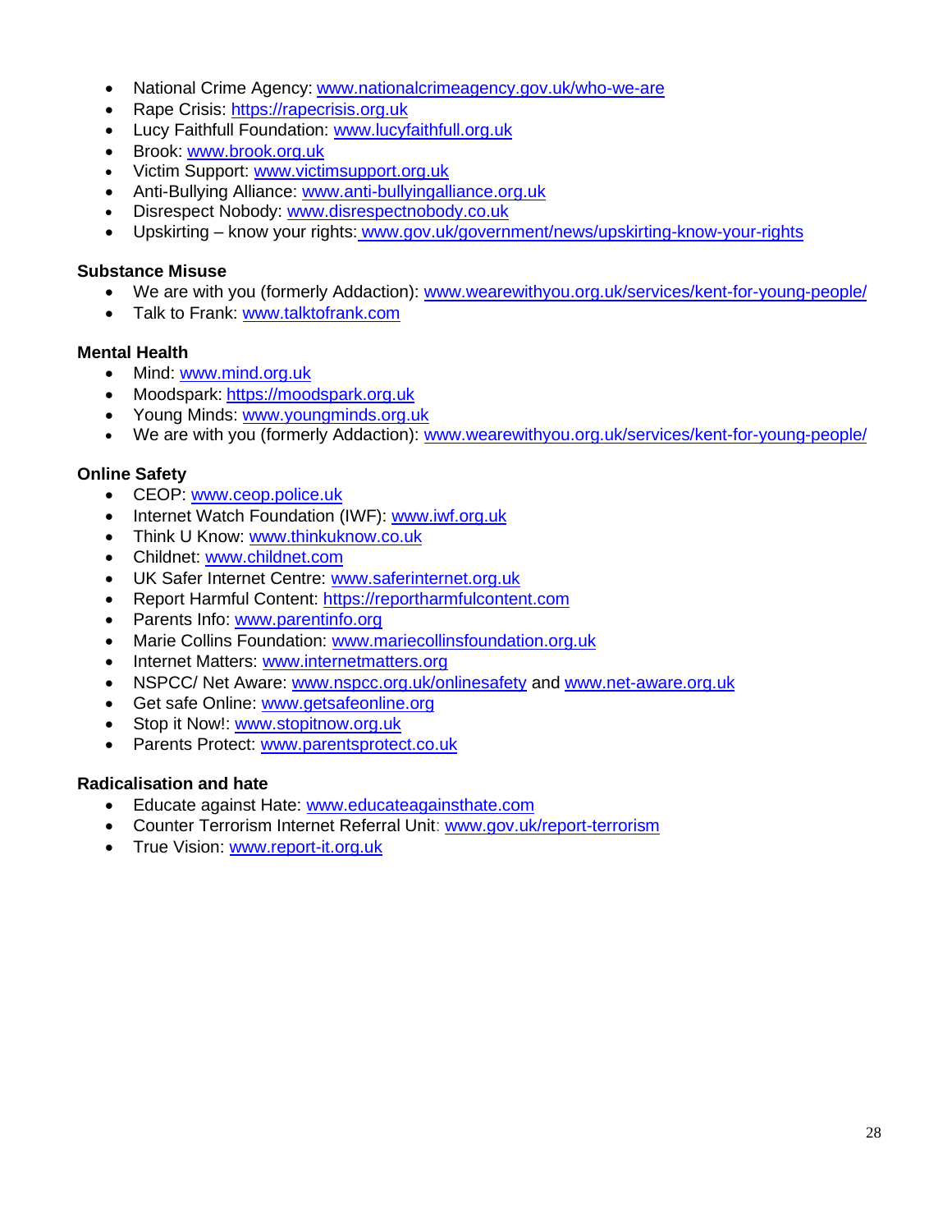- National Crime Agency: www.nationalcrimeagency.gov.uk/who-we-are
- Rape Crisis: https://rapecrisis.org.uk
- Lucy Faithfull Foundation: www.lucyfaithfull.org.uk
- Brook: www.brook.org.uk
- Victim Support: www.victimsupport.org.uk
- Anti-Bullying Alliance: www.anti-bullyingalliance.org.uk
- Disrespect Nobody: www.disrespectnobody.co.uk
- Upskirting – know your rights: www.gov.uk/government/news/upskirting-know-your-rights

**Substance Misuse**

- We are with you (formerly Addaction): www.wearewithyou.org.uk/services/kent-for-young-people/
- Talk to Frank: www.talktofrank.com

**Mental Health**

- Mind: www.mind.org.uk
- Moodspark: https://moodspark.org.uk
- Young Minds: www.youngminds.org.uk
- We are with you (formerly Addaction): www.wearewithyou.org.uk/services/kent-for-young-people/

**Online Safety**

- CEOP: www.ceop.police.uk
- Internet Watch Foundation (IWF): www.iwf.org.uk
- Think U Know: www.thinkuknow.co.uk
- Childnet: www.childnet.com
- UK Safer Internet Centre: www.saferinternet.org.uk
- Report Harmful Content: https://reportharmfulcontent.com
- Parents Info: www.parentinfo.org
- Marie Collins Foundation: www.mariecollinsfoundation.org.uk
- Internet Matters: www.internetmatters.org
- NSPCC/ Net Aware: www.nspcc.org.uk/onlinesafety and www.net-aware.org.uk
- Get safe Online: www.getsafeonline.org
- Stop it Now!: www.stopitnow.org.uk
- Parents Protect: www.parentsprotect.co.uk

**Radicalisation and hate**

- Educate against Hate: www.educateagainsthate.com
- Counter Terrorism Internet Referral Unit: www.gov.uk/report-terrorism
- True Vision: www.report-it.org.uk